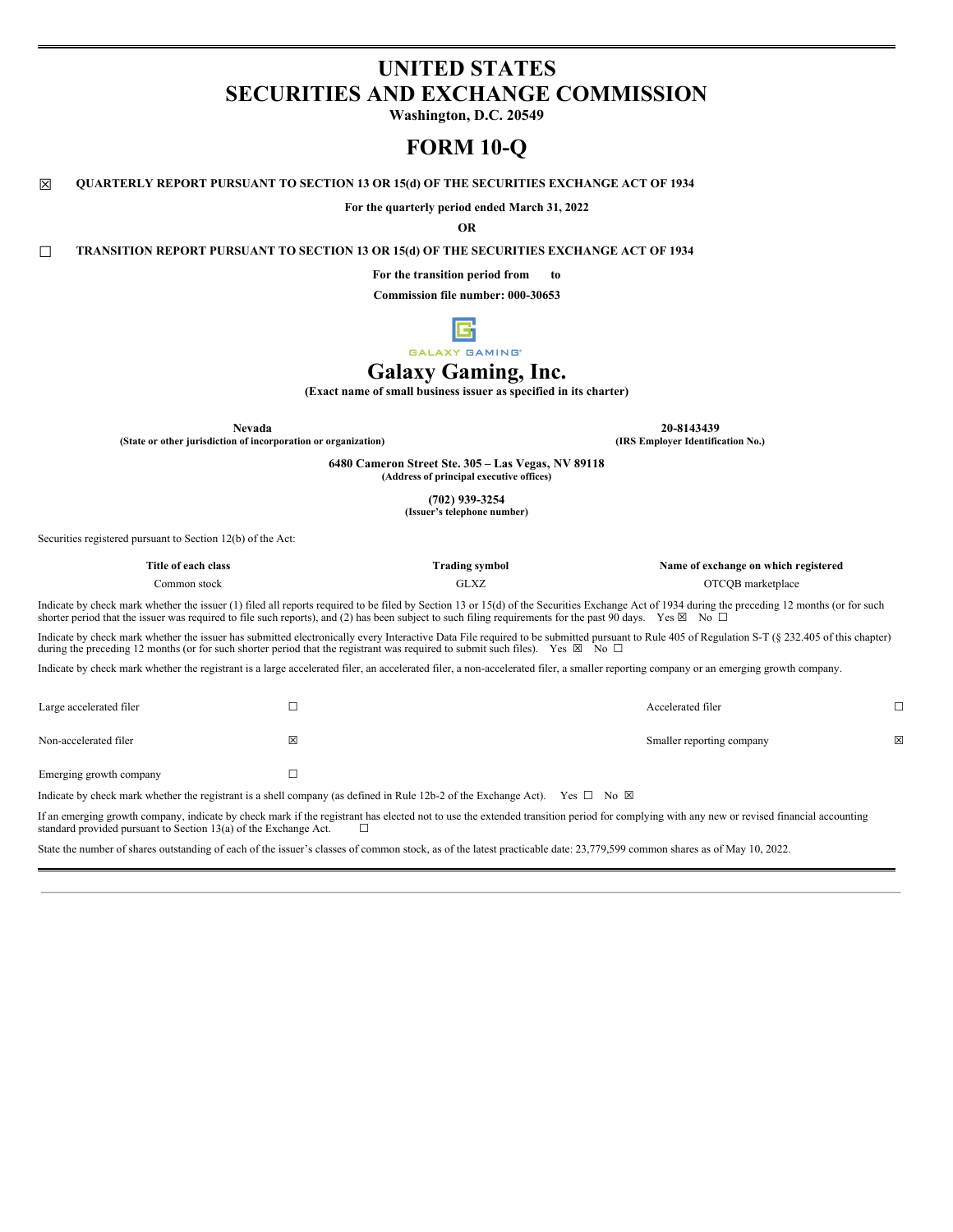# UNITED STATES
# SECURITIES AND EXCHANGE COMMISSION

**Washington, D.C. 20549**

# FORM 10-Q

☒ **QUARTERLY REPORT PURSUANT TO SECTION 13 OR 15(d) OF THE SECURITIES EXCHANGE ACT OF 1934**

**For the quarterly period ended March 31, 2022**

**OR**

☐ **TRANSITION REPORT PURSUANT TO SECTION 13 OR 15(d) OF THE SECURITIES EXCHANGE ACT OF 1934**

**For the transition period from to**

**Commission file number: 000-30653**

GALAXY GAMING

# Galaxy Gaming, Inc.

**(Exact name of small business issuer as specified in its charter)**

| **Nevada** | **20-8143439** |
|---|---|
| **(State or other jurisdiction of incorporation or organization)** | **(IRS Employer Identification No.)** |

**6480 Cameron Street Ste. 305 – Las Vegas, NV 89118**
**(Address of principal executive offices)**

**(702) 939-3254**
**(Issuer's telephone number)**

Securities registered pursuant to Section 12(b) of the Act:

| Title of each class | Trading symbol | Name of exchange on which registered |
|---|---|---|
| Common stock | GLXZ | OTCQB marketplace |

Indicate by check mark whether the issuer (1) filed all reports required to be filed by Section 13 or 15(d) of the Securities Exchange Act of 1934 during the preceding 12 months (or for such shorter period that the issuer was required to file such reports), and (2) has been subject to such filing requirements for the past 90 days. Yes ☒ No ☐

Indicate by check mark whether the issuer has submitted electronically every Interactive Data File required to be submitted pursuant to Rule 405 of Regulation S-T (§ 232.405 of this chapter) during the preceding 12 months (or for such shorter period that the registrant was required to submit such files). Yes ☒ No ☐

Indicate by check mark whether the registrant is a large accelerated filer, an accelerated filer, a non-accelerated filer, a smaller reporting company or an emerging growth company.

| | | | |
|---|---|---|---|
| Large accelerated filer | ☐ | Accelerated filer | ☐ |
| Non-accelerated filer | ☒ | Smaller reporting company | ☒ |
| Emerging growth company | ☐ | | |

Indicate by check mark whether the registrant is a shell company (as defined in Rule 12b-2 of the Exchange Act). Yes ☐ No ☒

If an emerging growth company, indicate by check mark if the registrant has elected not to use the extended transition period for complying with any new or revised financial accounting standard provided pursuant to Section 13(a) of the Exchange Act. ☐

State the number of shares outstanding of each of the issuer's classes of common stock, as of the latest practicable date: 23,779,599 common shares as of May 10, 2022.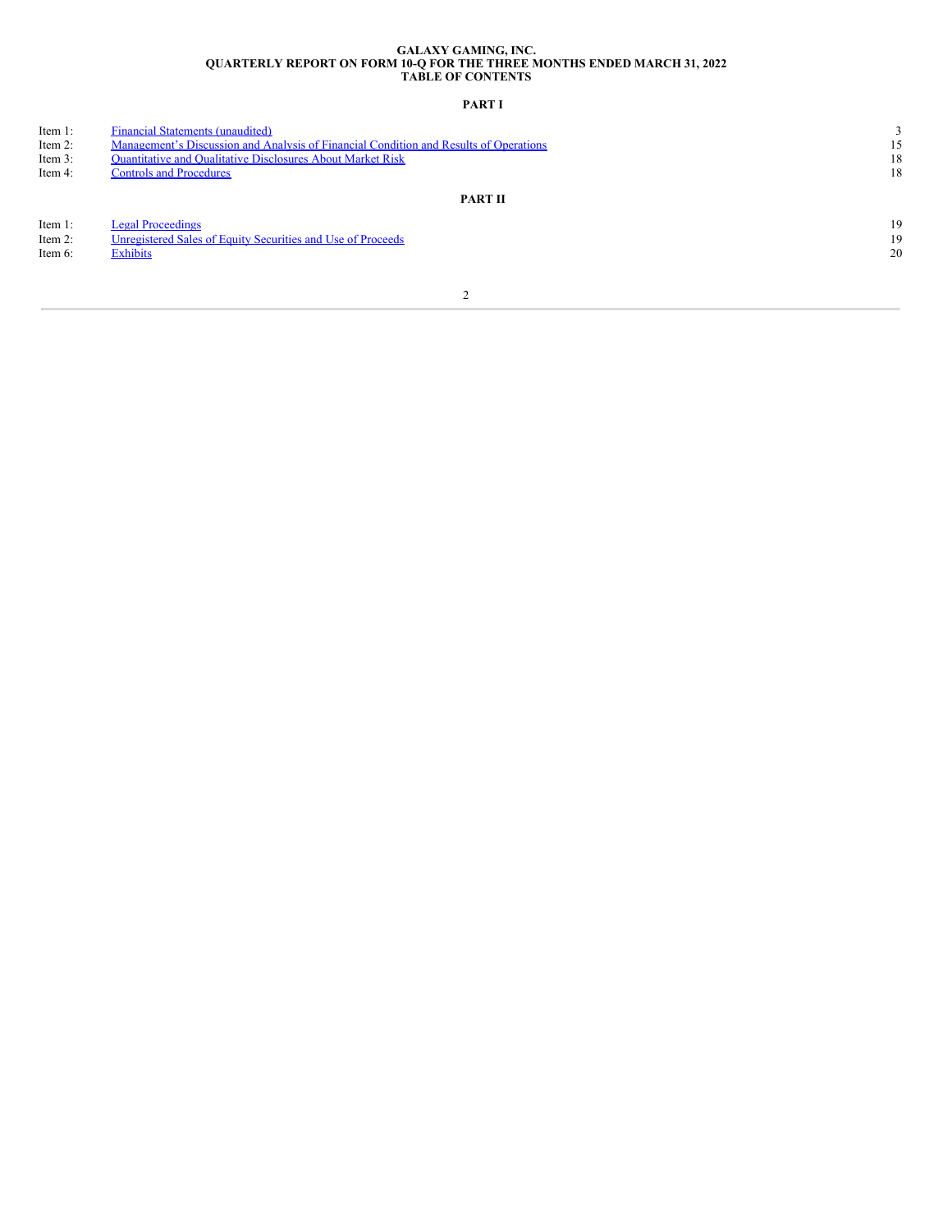**GALAXY GAMING, INC.**
**QUARTERLY REPORT ON FORM 10-Q FOR THE THREE MONTHS ENDED MARCH 31, 2022**
**TABLE OF CONTENTS**

**PART I**

| | | |
|---|---|---|
| Item 1: | Financial Statements (unaudited) | 3 |
| Item 2: | Management's Discussion and Analysis of Financial Condition and Results of Operations | 15 |
| Item 3: | Quantitative and Qualitative Disclosures About Market Risk | 18 |
| Item 4: | Controls and Procedures | 18 |

**PART II**

| | | |
|---|---|---|
| Item 1: | Legal Proceedings | 19 |
| Item 2: | Unregistered Sales of Equity Securities and Use of Proceeds | 19 |
| Item 6: | Exhibits | 20 |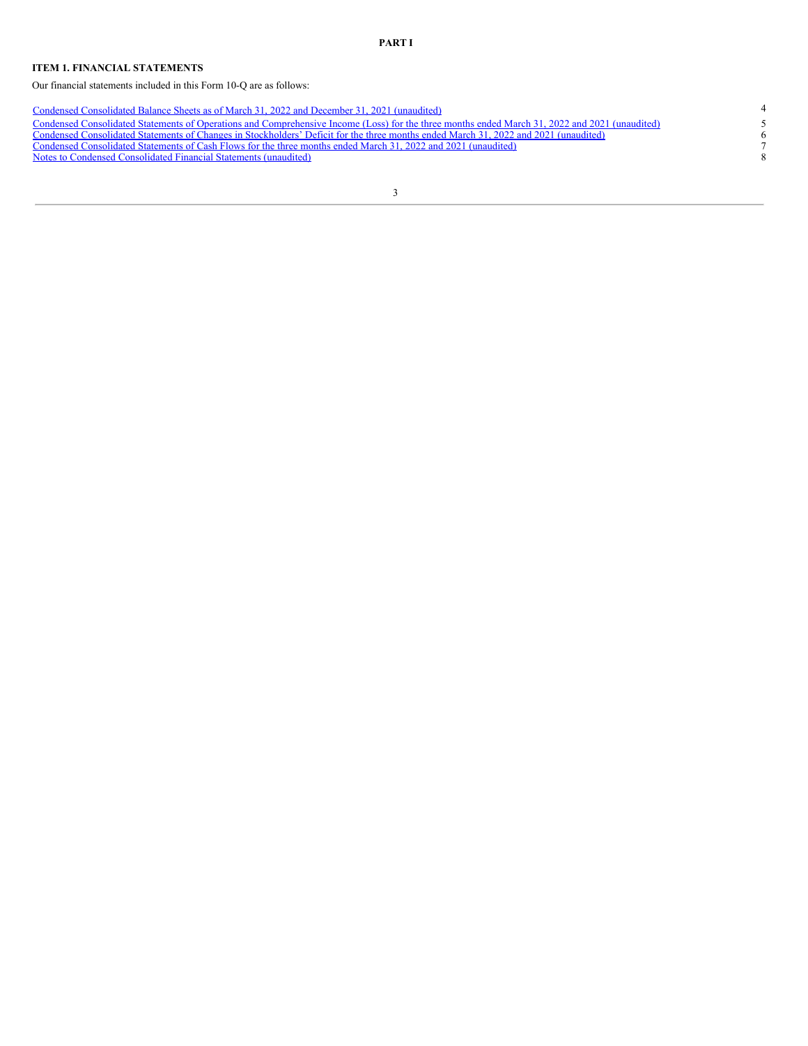**PART I**

## ITEM 1. FINANCIAL STATEMENTS

Our financial statements included in this Form 10-Q are as follows:

| | |
|---|---|
| Condensed Consolidated Balance Sheets as of March 31, 2022 and December 31, 2021 (unaudited) | 4 |
| Condensed Consolidated Statements of Operations and Comprehensive Income (Loss) for the three months ended March 31, 2022 and 2021 (unaudited) | 5 |
| Condensed Consolidated Statements of Changes in Stockholders' Deficit for the three months ended March 31, 2022 and 2021 (unaudited) | 6 |
| Condensed Consolidated Statements of Cash Flows for the three months ended March 31, 2022 and 2021 (unaudited) | 7 |
| Notes to Condensed Consolidated Financial Statements (unaudited) | 8 |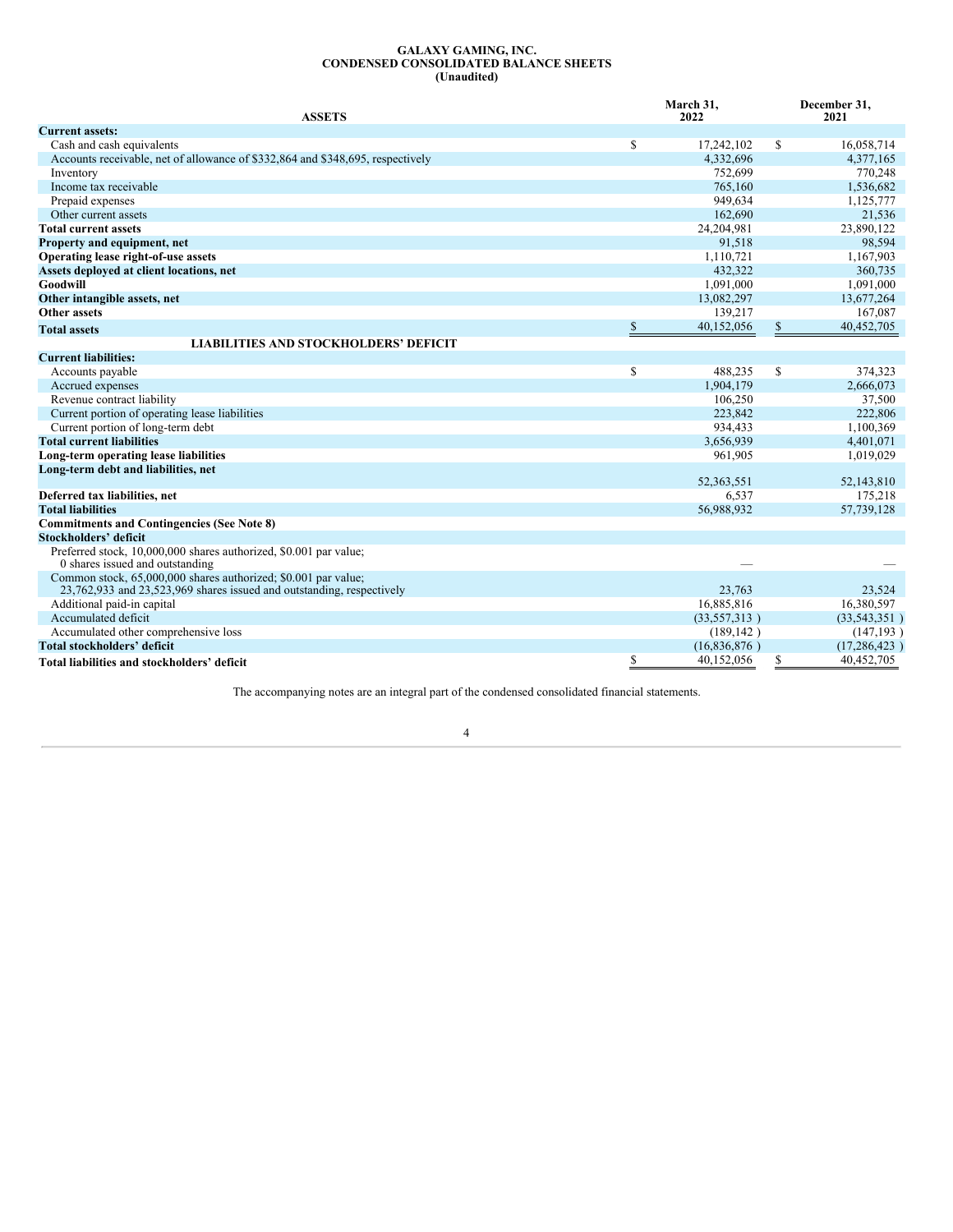# GALAXY GAMING, INC.
## CONDENSED CONSOLIDATED BALANCE SHEETS
### (Unaudited)

| ASSETS | March 31, 2022 | December 31, 2021 |
|---|---|---|
| **Current assets:** | | |
| Cash and cash equivalents | $ 17,242,102 | $ 16,058,714 |
| Accounts receivable, net of allowance of $332,864 and $348,695, respectively | 4,332,696 | 4,377,165 |
| Inventory | 752,699 | 770,248 |
| Income tax receivable | 765,160 | 1,536,682 |
| Prepaid expenses | 949,634 | 1,125,777 |
| Other current assets | 162,690 | 21,536 |
| **Total current assets** | 24,204,981 | 23,890,122 |
| **Property and equipment, net** | 91,518 | 98,594 |
| **Operating lease right-of-use assets** | 1,110,721 | 1,167,903 |
| **Assets deployed at client locations, net** | 432,322 | 360,735 |
| **Goodwill** | 1,091,000 | 1,091,000 |
| **Other intangible assets, net** | 13,082,297 | 13,677,264 |
| **Other assets** | 139,217 | 167,087 |
| **Total assets** | $ 40,152,056 | $ 40,452,705 |
| **LIABILITIES AND STOCKHOLDERS' DEFICIT** | | |
| **Current liabilities:** | | |
| Accounts payable | $ 488,235 | $ 374,323 |
| Accrued expenses | 1,904,179 | 2,666,073 |
| Revenue contract liability | 106,250 | 37,500 |
| Current portion of operating lease liabilities | 223,842 | 222,806 |
| Current portion of long-term debt | 934,433 | 1,100,369 |
| **Total current liabilities** | 3,656,939 | 4,401,071 |
| **Long-term operating lease liabilities** | 961,905 | 1,019,029 |
| **Long-term debt and liabilities, net** | 52,363,551 | 52,143,810 |
| **Deferred tax liabilities, net** | 6,537 | 175,218 |
| **Total liabilities** | 56,988,932 | 57,739,128 |
| **Commitments and Contingencies (See Note 8)** | | |
| **Stockholders' deficit** | | |
| Preferred stock, 10,000,000 shares authorized, $0.001 par value; 0 shares issued and outstanding | — | — |
| Common stock, 65,000,000 shares authorized; $0.001 par value; 23,762,933 and 23,523,969 shares issued and outstanding, respectively | 23,763 | 23,524 |
| Additional paid-in capital | 16,885,816 | 16,380,597 |
| Accumulated deficit | (33,557,313 ) | (33,543,351 ) |
| Accumulated other comprehensive loss | (189,142 ) | (147,193 ) |
| **Total stockholders' deficit** | (16,836,876 ) | (17,286,423 ) |
| **Total liabilities and stockholders' deficit** | $ 40,152,056 | $ 40,452,705 |

The accompanying notes are an integral part of the condensed consolidated financial statements.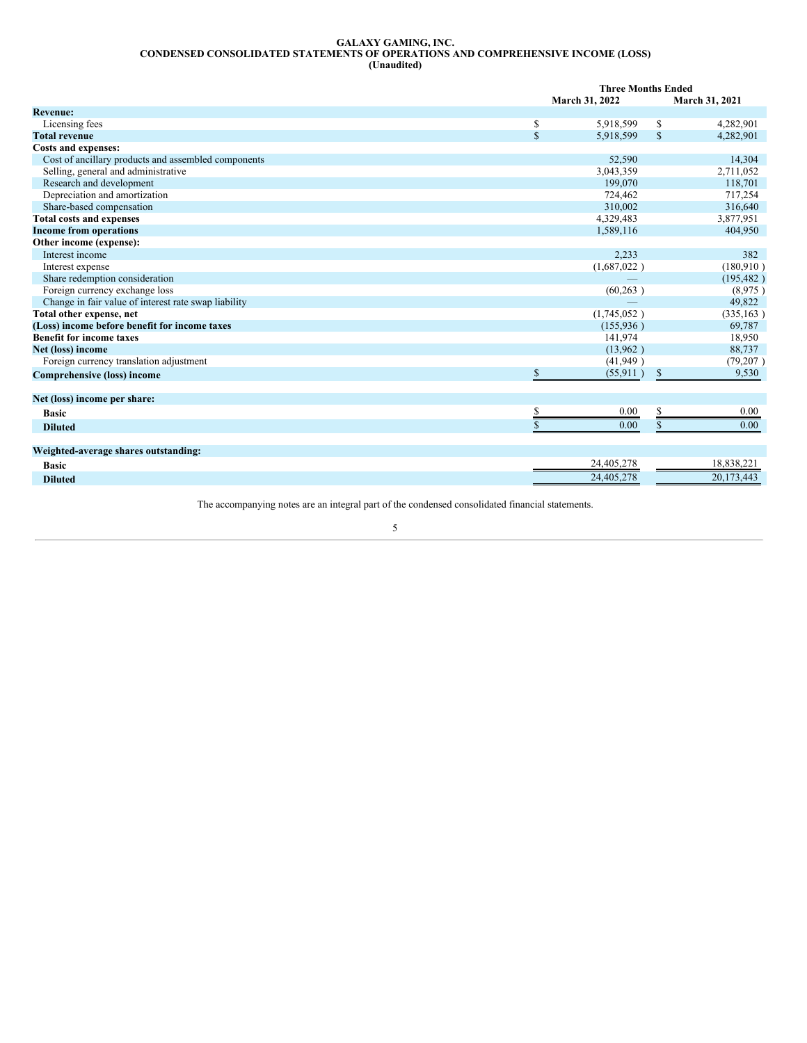**GALAXY GAMING, INC.**
**CONDENSED CONSOLIDATED STATEMENTS OF OPERATIONS AND COMPREHENSIVE INCOME (LOSS)**
**(Unaudited)**

| | Three Months Ended | |
|---|---|---|
| | March 31, 2022 | March 31, 2021 |
| **Revenue:** | | |
| Licensing fees | $ 5,918,599 | $ 4,282,901 |
| **Total revenue** | $ 5,918,599 | $ 4,282,901 |
| **Costs and expenses:** | | |
| Cost of ancillary products and assembled components | 52,590 | 14,304 |
| Selling, general and administrative | 3,043,359 | 2,711,052 |
| Research and development | 199,070 | 118,701 |
| Depreciation and amortization | 724,462 | 717,254 |
| Share-based compensation | 310,002 | 316,640 |
| **Total costs and expenses** | 4,329,483 | 3,877,951 |
| **Income from operations** | 1,589,116 | 404,950 |
| **Other income (expense):** | | |
| Interest income | 2,233 | 382 |
| Interest expense | (1,687,022 ) | (180,910 ) |
| Share redemption consideration | — | (195,482 ) |
| Foreign currency exchange loss | (60,263 ) | (8,975 ) |
| Change in fair value of interest rate swap liability | — | 49,822 |
| **Total other expense, net** | (1,745,052 ) | (335,163 ) |
| **(Loss) income before benefit for income taxes** | (155,936 ) | 69,787 |
| **Benefit for income taxes** | 141,974 | 18,950 |
| **Net (loss) income** | (13,962 ) | 88,737 |
| Foreign currency translation adjustment | (41,949 ) | (79,207 ) |
| **Comprehensive (loss) income** | $ (55,911 ) | $ 9,530 |
| | | |
| **Net (loss) income per share:** | | |
| **Basic** | $ 0.00 | $ 0.00 |
| **Diluted** | $ 0.00 | $ 0.00 |
| | | |
| **Weighted-average shares outstanding:** | | |
| **Basic** | 24,405,278 | 18,838,221 |
| **Diluted** | 24,405,278 | 20,173,443 |

The accompanying notes are an integral part of the condensed consolidated financial statements.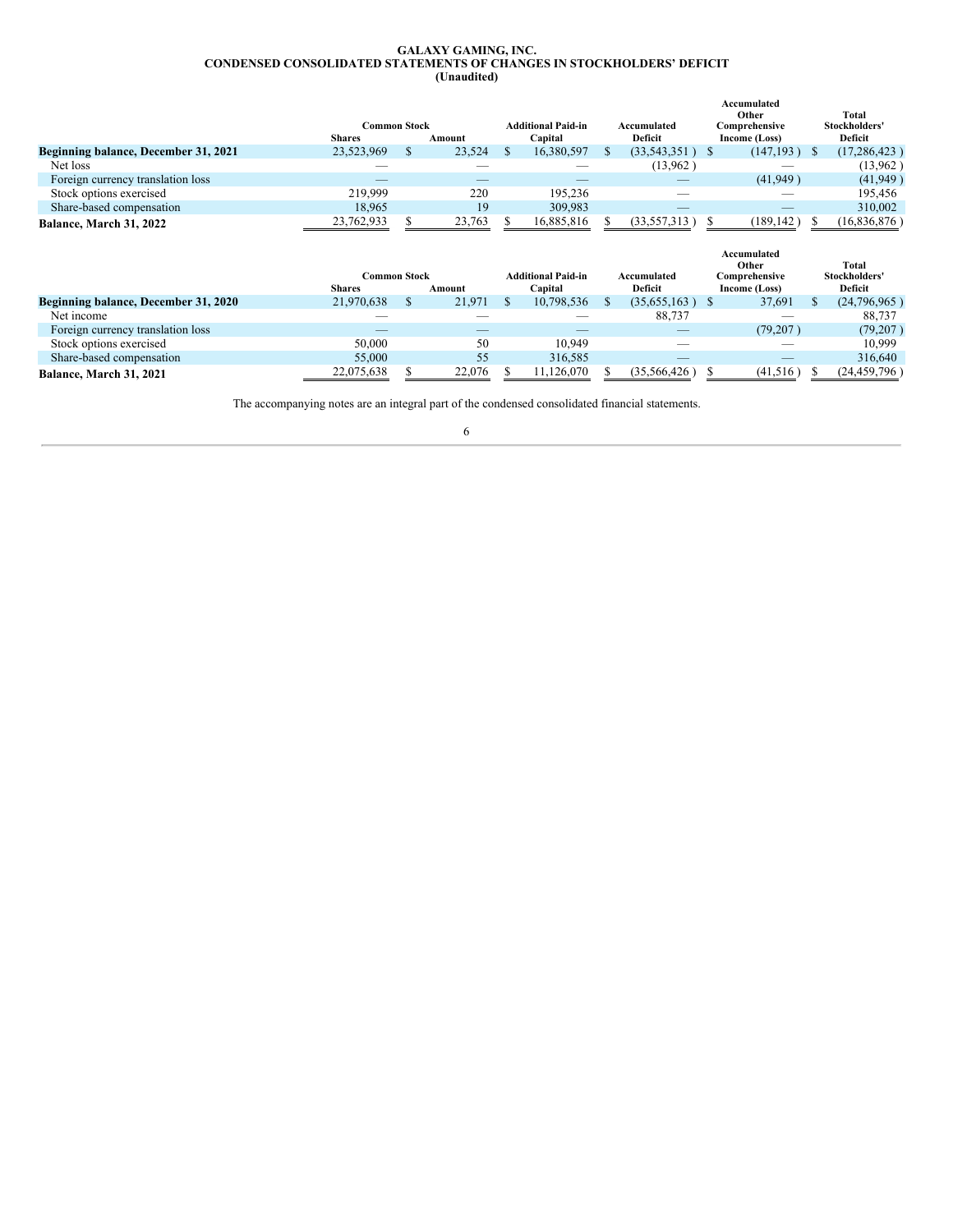**GALAXY GAMING, INC.**
**CONDENSED CONSOLIDATED STATEMENTS OF CHANGES IN STOCKHOLDERS' DEFICIT**
**(Unaudited)**

| | Common Stock | | Additional Paid-in | Accumulated | Accumulated Other Comprehensive | Total Stockholders' |
|---|---|---|---|---|---|---|
| | Shares | Amount | Capital | Deficit | Income (Loss) | Deficit |
| **Beginning balance, December 31, 2021** | 23,523,969 | $ 23,524 | $ 16,380,597 | $ (33,543,351) | $ (147,193) | $ (17,286,423) |
| Net loss | — | — | — | (13,962) | — | (13,962) |
| Foreign currency translation loss | — | — | — | — | (41,949) | (41,949) |
| Stock options exercised | 219,999 | 220 | 195,236 | — | — | 195,456 |
| Share-based compensation | 18,965 | 19 | 309,983 | — | — | 310,002 |
| **Balance, March 31, 2022** | 23,762,933 | $ 23,763 | $ 16,885,816 | $ (33,557,313) | $ (189,142) | $ (16,836,876) |

| | Common Stock | | Additional Paid-in | Accumulated | Accumulated Other Comprehensive | Total Stockholders' |
|---|---|---|---|---|---|---|
| | Shares | Amount | Capital | Deficit | Income (Loss) | Deficit |
| **Beginning balance, December 31, 2020** | 21,970,638 | $ 21,971 | $ 10,798,536 | $ (35,655,163) | $ 37,691 | $ (24,796,965) |
| Net income | — | — | — | 88,737 | — | 88,737 |
| Foreign currency translation loss | — | — | — | — | (79,207) | (79,207) |
| Stock options exercised | 50,000 | 50 | 10,949 | — | — | 10,999 |
| Share-based compensation | 55,000 | 55 | 316,585 | — | — | 316,640 |
| **Balance, March 31, 2021** | 22,075,638 | $ 22,076 | $ 11,126,070 | $ (35,566,426) | $ (41,516) | $ (24,459,796) |

The accompanying notes are an integral part of the condensed consolidated financial statements.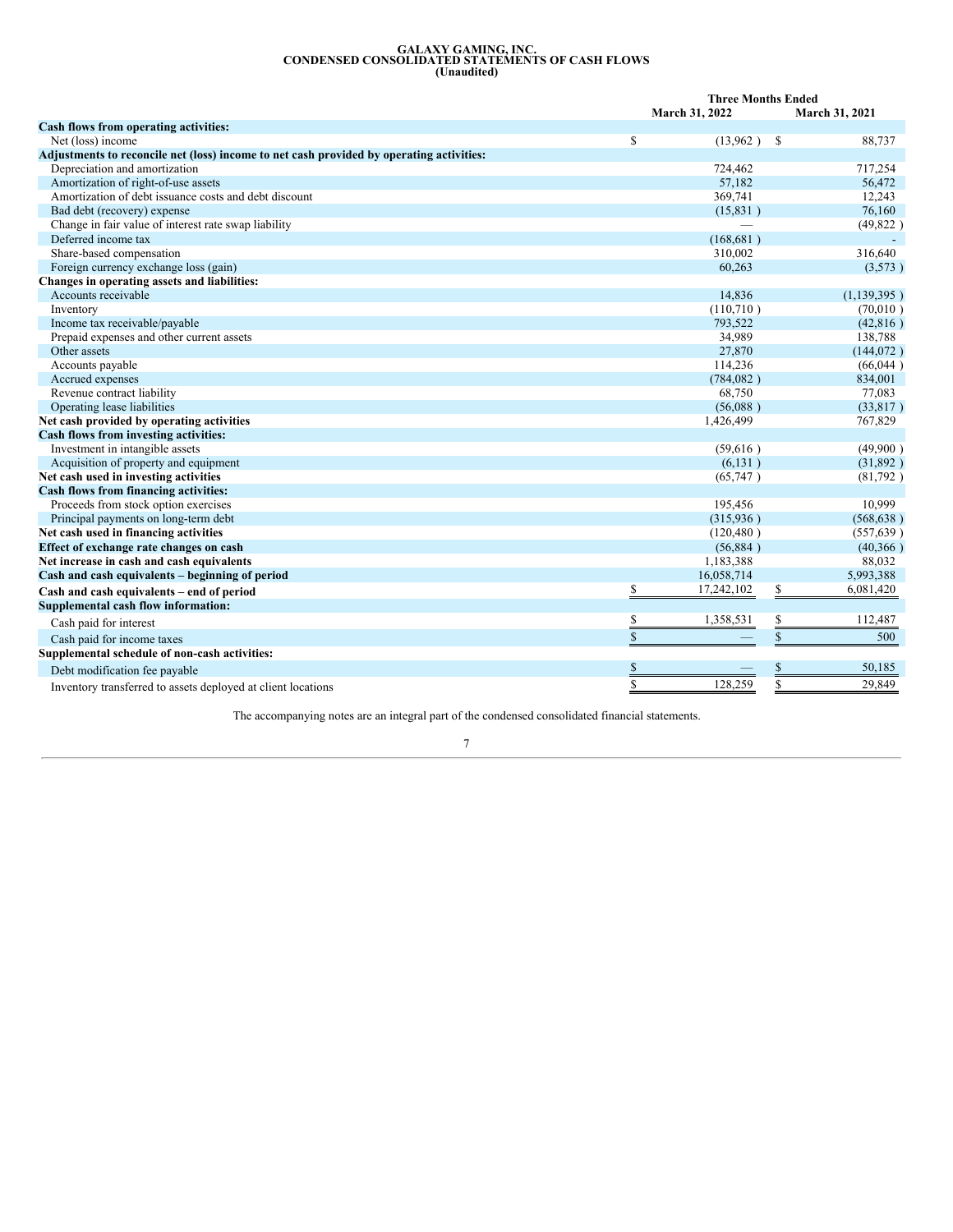# GALAXY GAMING, INC.
## CONDENSED CONSOLIDATED STATEMENTS OF CASH FLOWS
### (Unaudited)

| | Three Months Ended | |
|---|---|---|
| | March 31, 2022 | March 31, 2021 |
| **Cash flows from operating activities:** | | |
| Net (loss) income | $ (13,962 ) | $ 88,737 |
| **Adjustments to reconcile net (loss) income to net cash provided by operating activities:** | | |
| Depreciation and amortization | 724,462 | 717,254 |
| Amortization of right-of-use assets | 57,182 | 56,472 |
| Amortization of debt issuance costs and debt discount | 369,741 | 12,243 |
| Bad debt (recovery) expense | (15,831 ) | 76,160 |
| Change in fair value of interest rate swap liability | — | (49,822 ) |
| Deferred income tax | (168,681 ) | - |
| Share-based compensation | 310,002 | 316,640 |
| Foreign currency exchange loss (gain) | 60,263 | (3,573 ) |
| **Changes in operating assets and liabilities:** | | |
| Accounts receivable | 14,836 | (1,139,395 ) |
| Inventory | (110,710 ) | (70,010 ) |
| Income tax receivable/payable | 793,522 | (42,816 ) |
| Prepaid expenses and other current assets | 34,989 | 138,788 |
| Other assets | 27,870 | (144,072 ) |
| Accounts payable | 114,236 | (66,044 ) |
| Accrued expenses | (784,082 ) | 834,001 |
| Revenue contract liability | 68,750 | 77,083 |
| Operating lease liabilities | (56,088 ) | (33,817 ) |
| **Net cash provided by operating activities** | 1,426,499 | 767,829 |
| **Cash flows from investing activities:** | | |
| Investment in intangible assets | (59,616 ) | (49,900 ) |
| Acquisition of property and equipment | (6,131 ) | (31,892 ) |
| **Net cash used in investing activities** | (65,747 ) | (81,792 ) |
| **Cash flows from financing activities:** | | |
| Proceeds from stock option exercises | 195,456 | 10,999 |
| Principal payments on long-term debt | (315,936 ) | (568,638 ) |
| **Net cash used in financing activities** | (120,480 ) | (557,639 ) |
| **Effect of exchange rate changes on cash** | (56,884 ) | (40,366 ) |
| **Net increase in cash and cash equivalents** | 1,183,388 | 88,032 |
| **Cash and cash equivalents – beginning of period** | 16,058,714 | 5,993,388 |
| **Cash and cash equivalents – end of period** | $ 17,242,102 | $ 6,081,420 |
| **Supplemental cash flow information:** | | |
| Cash paid for interest | $ 1,358,531 | $ 112,487 |
| Cash paid for income taxes | $ — | $ 500 |
| **Supplemental schedule of non-cash activities:** | | |
| Debt modification fee payable | $ — | $ 50,185 |
| Inventory transferred to assets deployed at client locations | $ 128,259 | $ 29,849 |

The accompanying notes are an integral part of the condensed consolidated financial statements.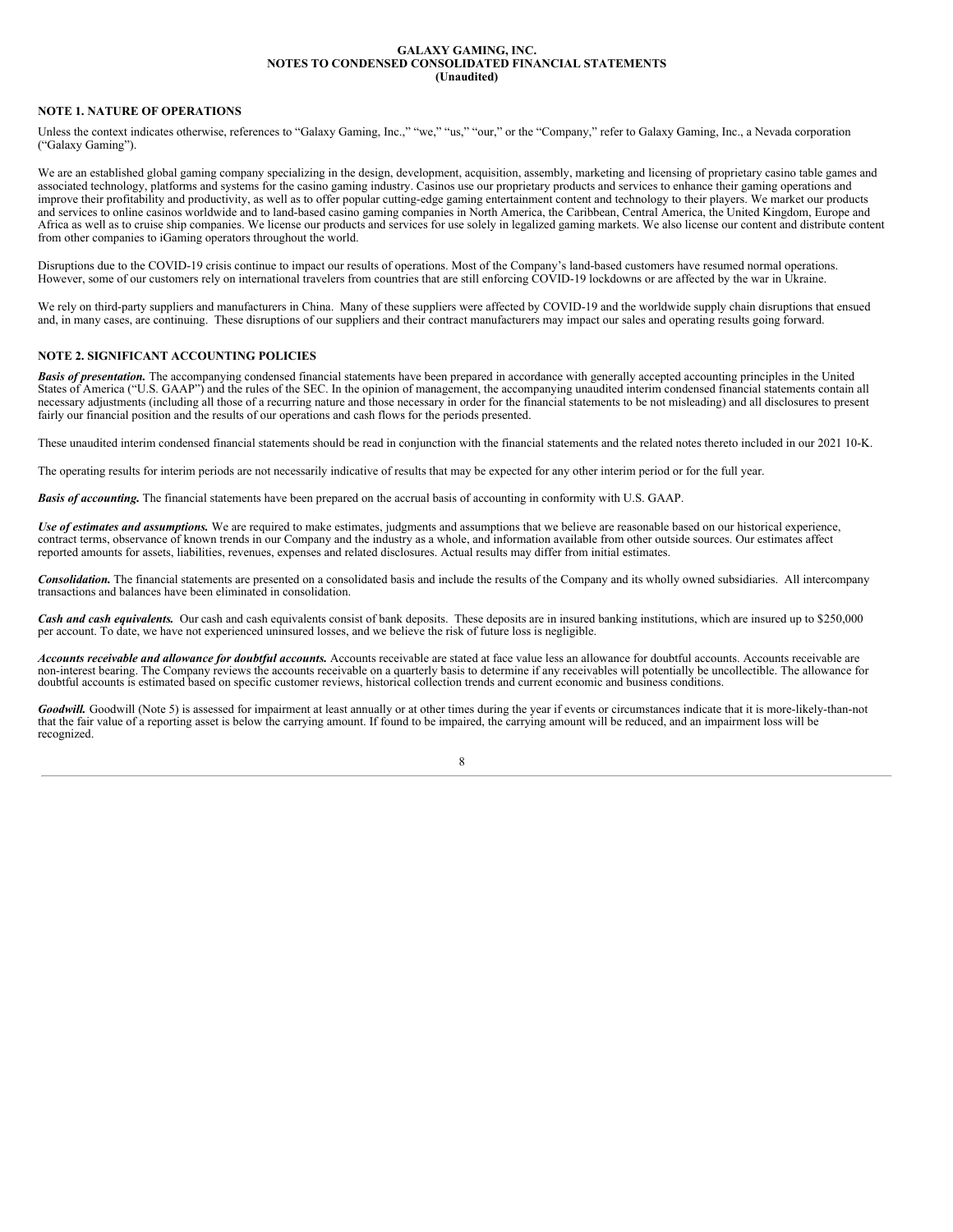**GALAXY GAMING, INC.**
**NOTES TO CONDENSED CONSOLIDATED FINANCIAL STATEMENTS**
**(Unaudited)**

## NOTE 1. NATURE OF OPERATIONS

Unless the context indicates otherwise, references to "Galaxy Gaming, Inc.," "we," "us," "our," or the "Company," refer to Galaxy Gaming, Inc., a Nevada corporation ("Galaxy Gaming").

We are an established global gaming company specializing in the design, development, acquisition, assembly, marketing and licensing of proprietary casino table games and associated technology, platforms and systems for the casino gaming industry. Casinos use our proprietary products and services to enhance their gaming operations and improve their profitability and productivity, as well as to offer popular cutting-edge gaming entertainment content and technology to their players. We market our products and services to online casinos worldwide and to land-based casino gaming companies in North America, the Caribbean, Central America, the United Kingdom, Europe and Africa as well as to cruise ship companies. We license our products and services for use solely in legalized gaming markets. We also license our content and distribute content from other companies to iGaming operators throughout the world.

Disruptions due to the COVID-19 crisis continue to impact our results of operations. Most of the Company's land-based customers have resumed normal operations. However, some of our customers rely on international travelers from countries that are still enforcing COVID-19 lockdowns or are affected by the war in Ukraine.

We rely on third-party suppliers and manufacturers in China. Many of these suppliers were affected by COVID-19 and the worldwide supply chain disruptions that ensued and, in many cases, are continuing. These disruptions of our suppliers and their contract manufacturers may impact our sales and operating results going forward.

## NOTE 2. SIGNIFICANT ACCOUNTING POLICIES

***Basis of presentation.*** The accompanying condensed financial statements have been prepared in accordance with generally accepted accounting principles in the United States of America ("U.S. GAAP") and the rules of the SEC. In the opinion of management, the accompanying unaudited interim condensed financial statements contain all necessary adjustments (including all those of a recurring nature and those necessary in order for the financial statements to be not misleading) and all disclosures to present fairly our financial position and the results of our operations and cash flows for the periods presented.

These unaudited interim condensed financial statements should be read in conjunction with the financial statements and the related notes thereto included in our 2021 10-K.

The operating results for interim periods are not necessarily indicative of results that may be expected for any other interim period or for the full year.

***Basis of accounting.*** The financial statements have been prepared on the accrual basis of accounting in conformity with U.S. GAAP.

***Use of estimates and assumptions.*** We are required to make estimates, judgments and assumptions that we believe are reasonable based on our historical experience, contract terms, observance of known trends in our Company and the industry as a whole, and information available from other outside sources. Our estimates affect reported amounts for assets, liabilities, revenues, expenses and related disclosures. Actual results may differ from initial estimates.

***Consolidation.*** The financial statements are presented on a consolidated basis and include the results of the Company and its wholly owned subsidiaries. All intercompany transactions and balances have been eliminated in consolidation.

***Cash and cash equivalents.*** Our cash and cash equivalents consist of bank deposits. These deposits are in insured banking institutions, which are insured up to $250,000 per account. To date, we have not experienced uninsured losses, and we believe the risk of future loss is negligible.

***Accounts receivable and allowance for doubtful accounts.*** Accounts receivable are stated at face value less an allowance for doubtful accounts. Accounts receivable are non-interest bearing. The Company reviews the accounts receivable on a quarterly basis to determine if any receivables will potentially be uncollectible. The allowance for doubtful accounts is estimated based on specific customer reviews, historical collection trends and current economic and business conditions.

***Goodwill.*** Goodwill (Note 5) is assessed for impairment at least annually or at other times during the year if events or circumstances indicate that it is more-likely-than-not that the fair value of a reporting asset is below the carrying amount. If found to be impaired, the carrying amount will be reduced, and an impairment loss will be recognized.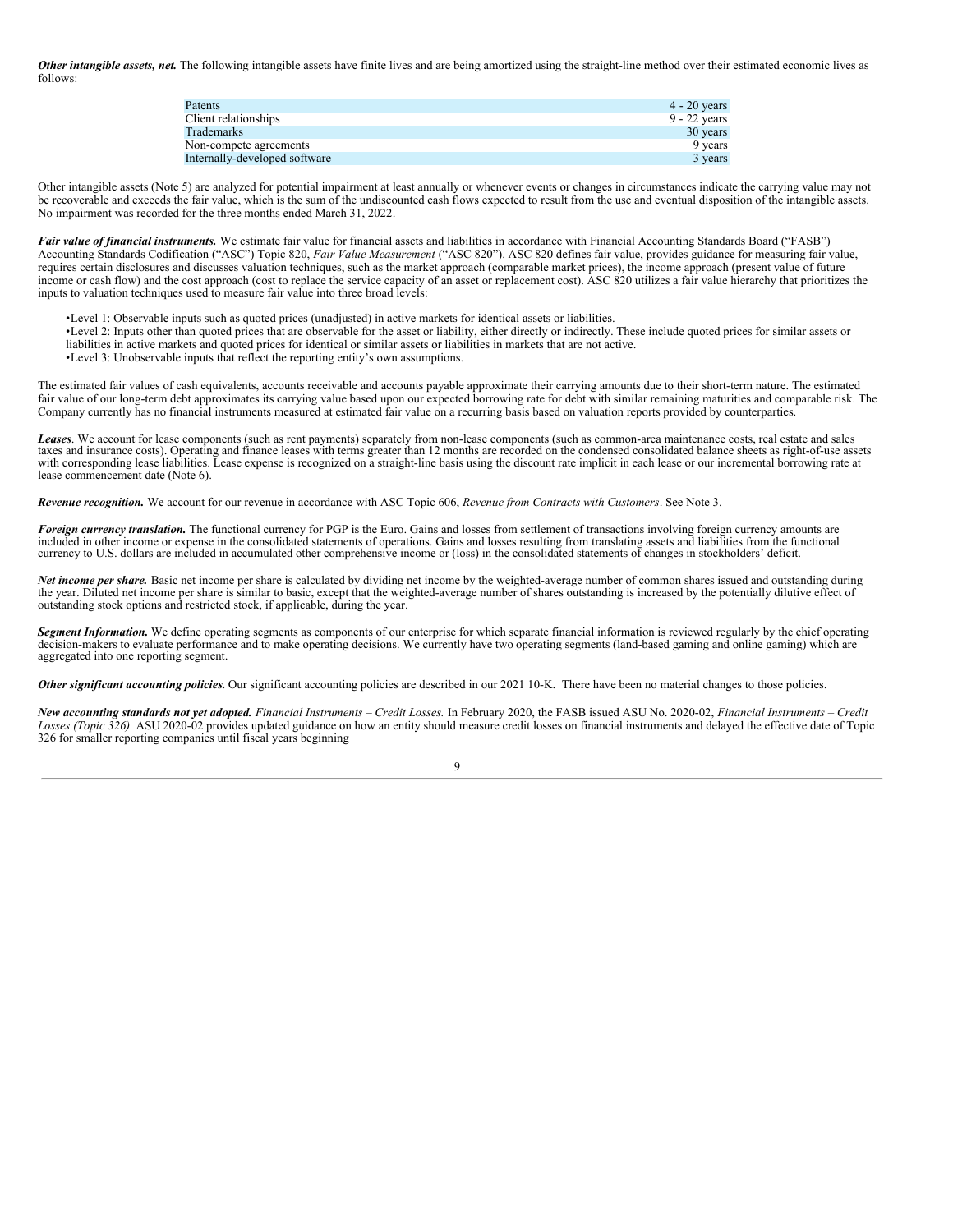***Other intangible assets, net.*** The following intangible assets have finite lives and are being amortized using the straight-line method over their estimated economic lives as follows:

| | |
|---|---|
| Patents | 4 - 20 years |
| Client relationships | 9 - 22 years |
| Trademarks | 30 years |
| Non-compete agreements | 9 years |
| Internally-developed software | 3 years |

Other intangible assets (Note 5) are analyzed for potential impairment at least annually or whenever events or changes in circumstances indicate the carrying value may not be recoverable and exceeds the fair value, which is the sum of the undiscounted cash flows expected to result from the use and eventual disposition of the intangible assets. No impairment was recorded for the three months ended March 31, 2022.

***Fair value of financial instruments.*** We estimate fair value for financial assets and liabilities in accordance with Financial Accounting Standards Board ("FASB") Accounting Standards Codification ("ASC") Topic 820, *Fair Value Measurement* ("ASC 820"). ASC 820 defines fair value, provides guidance for measuring fair value, requires certain disclosures and discusses valuation techniques, such as the market approach (comparable market prices), the income approach (present value of future income or cash flow) and the cost approach (cost to replace the service capacity of an asset or replacement cost). ASC 820 utilizes a fair value hierarchy that prioritizes the inputs to valuation techniques used to measure fair value into three broad levels:

- Level 1: Observable inputs such as quoted prices (unadjusted) in active markets for identical assets or liabilities.
- Level 2: Inputs other than quoted prices that are observable for the asset or liability, either directly or indirectly. These include quoted prices for similar assets or liabilities in active markets and quoted prices for identical or similar assets or liabilities in markets that are not active.
- Level 3: Unobservable inputs that reflect the reporting entity's own assumptions.

The estimated fair values of cash equivalents, accounts receivable and accounts payable approximate their carrying amounts due to their short-term nature. The estimated fair value of our long-term debt approximates its carrying value based upon our expected borrowing rate for debt with similar remaining maturities and comparable risk. The Company currently has no financial instruments measured at estimated fair value on a recurring basis based on valuation reports provided by counterparties.

***Leases***. We account for lease components (such as rent payments) separately from non-lease components (such as common-area maintenance costs, real estate and sales taxes and insurance costs). Operating and finance leases with terms greater than 12 months are recorded on the condensed consolidated balance sheets as right-of-use assets with corresponding lease liabilities. Lease expense is recognized on a straight-line basis using the discount rate implicit in each lease or our incremental borrowing rate at lease commencement date (Note 6).

***Revenue recognition.*** We account for our revenue in accordance with ASC Topic 606, *Revenue from Contracts with Customers*. See Note 3.

***Foreign currency translation.*** The functional currency for PGP is the Euro. Gains and losses from settlement of transactions involving foreign currency amounts are included in other income or expense in the consolidated statements of operations. Gains and losses resulting from translating assets and liabilities from the functional currency to U.S. dollars are included in accumulated other comprehensive income or (loss) in the consolidated statements of changes in stockholders' deficit.

***Net income per share.*** Basic net income per share is calculated by dividing net income by the weighted-average number of common shares issued and outstanding during the year. Diluted net income per share is similar to basic, except that the weighted-average number of shares outstanding is increased by the potentially dilutive effect of outstanding stock options and restricted stock, if applicable, during the year.

***Segment Information.*** We define operating segments as components of our enterprise for which separate financial information is reviewed regularly by the chief operating decision-makers to evaluate performance and to make operating decisions. We currently have two operating segments (land-based gaming and online gaming) which are aggregated into one reporting segment.

***Other significant accounting policies.*** Our significant accounting policies are described in our 2021 10-K. There have been no material changes to those policies.

***New accounting standards not yet adopted.*** *Financial Instruments – Credit Losses.* In February 2020, the FASB issued ASU No. 2020-02, *Financial Instruments – Credit Losses (Topic 326).* ASU 2020-02 provides updated guidance on how an entity should measure credit losses on financial instruments and delayed the effective date of Topic 326 for smaller reporting companies until fiscal years beginning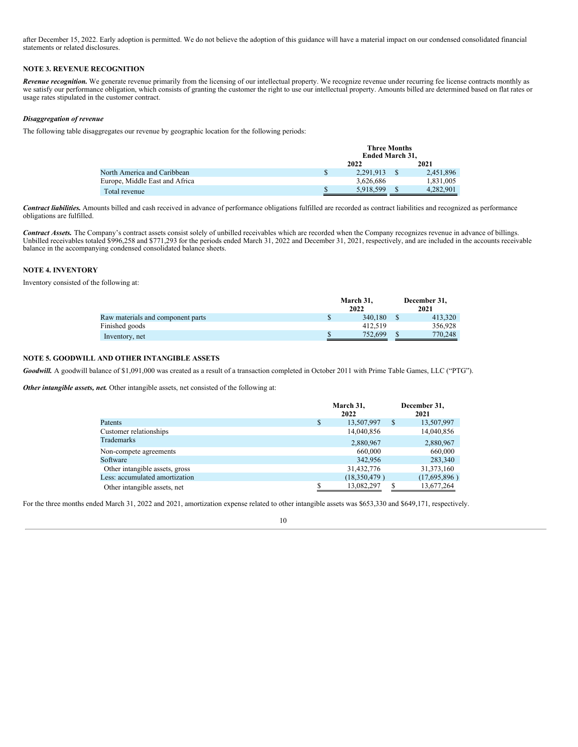after December 15, 2022. Early adoption is permitted. We do not believe the adoption of this guidance will have a material impact on our condensed consolidated financial statements or related disclosures.

**NOTE 3. REVENUE RECOGNITION**

***Revenue recognition.*** We generate revenue primarily from the licensing of our intellectual property. We recognize revenue under recurring fee license contracts monthly as we satisfy our performance obligation, which consists of granting the customer the right to use our intellectual property. Amounts billed are determined based on flat rates or usage rates stipulated in the customer contract.

***Disaggregation of revenue***

The following table disaggregates our revenue by geographic location for the following periods:

| | Three Months Ended March 31, | |
|---|---|---|
| | 2022 | 2021 |
| North America and Caribbean | $ 2,291,913 | $ 2,451,896 |
| Europe, Middle East and Africa | 3,626,686 | 1,831,005 |
| Total revenue | $ 5,918,599 | $ 4,282,901 |

***Contract liabilities.*** Amounts billed and cash received in advance of performance obligations fulfilled are recorded as contract liabilities and recognized as performance obligations are fulfilled.

***Contract Assets.*** The Company's contract assets consist solely of unbilled receivables which are recorded when the Company recognizes revenue in advance of billings. Unbilled receivables totaled $996,258 and $771,293 for the periods ended March 31, 2022 and December 31, 2021, respectively, and are included in the accounts receivable balance in the accompanying condensed consolidated balance sheets.

**NOTE 4. INVENTORY**

Inventory consisted of the following at:

| | March 31, 2022 | December 31, 2021 |
|---|---|---|
| Raw materials and component parts | $ 340,180 | $ 413,320 |
| Finished goods | 412,519 | 356,928 |
| Inventory, net | $ 752,699 | $ 770,248 |

**NOTE 5. GOODWILL AND OTHER INTANGIBLE ASSETS**

***Goodwill.*** A goodwill balance of $1,091,000 was created as a result of a transaction completed in October 2011 with Prime Table Games, LLC ("PTG").

***Other intangible assets, net.*** Other intangible assets, net consisted of the following at:

| | March 31, 2022 | December 31, 2021 |
|---|---|---|
| Patents | $ 13,507,997 | $ 13,507,997 |
| Customer relationships | 14,040,856 | 14,040,856 |
| Trademarks | 2,880,967 | 2,880,967 |
| Non-compete agreements | 660,000 | 660,000 |
| Software | 342,956 | 283,340 |
| Other intangible assets, gross | 31,432,776 | 31,373,160 |
| Less: accumulated amortization | (18,350,479 ) | (17,695,896 ) |
| Other intangible assets, net | $ 13,082,297 | $ 13,677,264 |

For the three months ended March 31, 2022 and 2021, amortization expense related to other intangible assets was $653,330 and $649,171, respectively.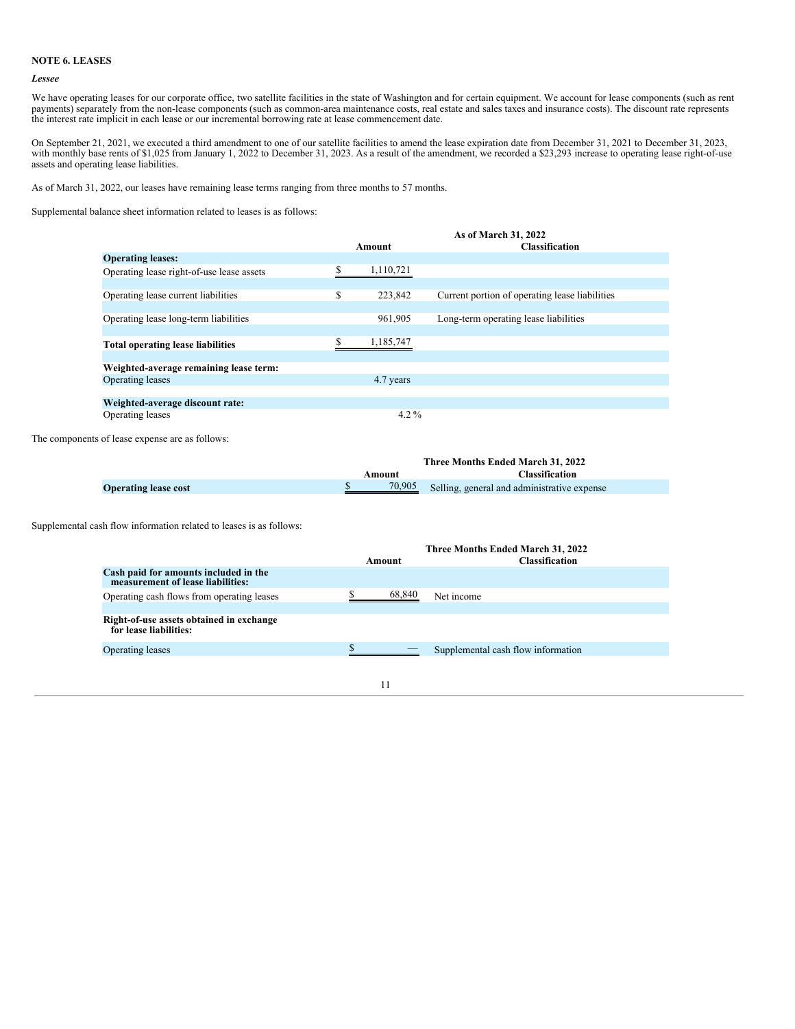**NOTE 6. LEASES**

*Lessee*

We have operating leases for our corporate office, two satellite facilities in the state of Washington and for certain equipment. We account for lease components (such as rent payments) separately from the non-lease components (such as common-area maintenance costs, real estate and sales taxes and insurance costs). The discount rate represents the interest rate implicit in each lease or our incremental borrowing rate at lease commencement date.

On September 21, 2021, we executed a third amendment to one of our satellite facilities to amend the lease expiration date from December 31, 2021 to December 31, 2023, with monthly base rents of $1,025 from January 1, 2022 to December 31, 2023. As a result of the amendment, we recorded a $23,293 increase to operating lease right-of-use assets and operating lease liabilities.

As of March 31, 2022, our leases have remaining lease terms ranging from three months to 57 months.

Supplemental balance sheet information related to leases is as follows:

| | As of March 31, 2022 | |
|---|---|---|
| | Amount | Classification |
| **Operating leases:** | | |
| Operating lease right-of-use lease assets | $ 1,110,721 | |
| Operating lease current liabilities | $ 223,842 | Current portion of operating lease liabilities |
| Operating lease long-term liabilities | 961,905 | Long-term operating lease liabilities |
| **Total operating lease liabilities** | $ 1,185,747 | |
| **Weighted-average remaining lease term:** | | |
| Operating leases | 4.7 years | |
| **Weighted-average discount rate:** | | |
| Operating leases | 4.2 % | |

The components of lease expense are as follows:

| | Three Months Ended March 31, 2022 | |
|---|---|---|
| | Amount | Classification |
| **Operating lease cost** | $ 70,905 | Selling, general and administrative expense |

Supplemental cash flow information related to leases is as follows:

| | Three Months Ended March 31, 2022 | |
|---|---|---|
| | Amount | Classification |
| **Cash paid for amounts included in the measurement of lease liabilities:** | | |
| Operating cash flows from operating leases | $ 68,840 | Net income |
| **Right-of-use assets obtained in exchange for lease liabilities:** | | |
| Operating leases | $ — | Supplemental cash flow information |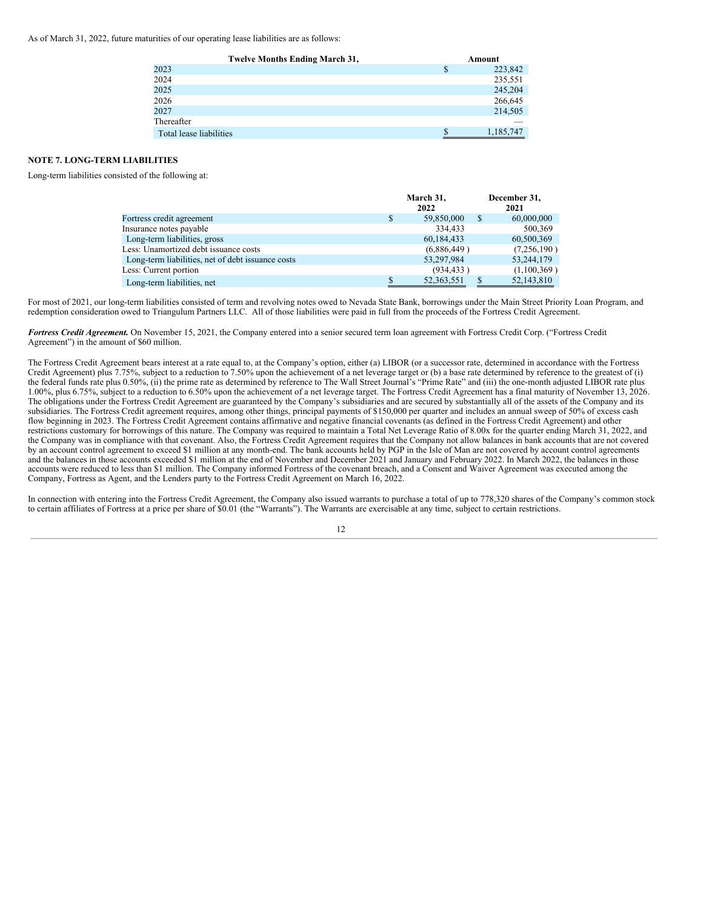As of March 31, 2022, future maturities of our operating lease liabilities are as follows:

| Twelve Months Ending March 31, | Amount |
|---|---|
| 2023 | $ 223,842 |
| 2024 | 235,551 |
| 2025 | 245,204 |
| 2026 | 266,645 |
| 2027 | 214,505 |
| Thereafter | — |
| Total lease liabilities | $ 1,185,747 |

**NOTE 7. LONG-TERM LIABILITIES**

Long-term liabilities consisted of the following at:

| | March 31, 2022 | December 31, 2021 |
|---|---|---|
| Fortress credit agreement | $ 59,850,000 | $ 60,000,000 |
| Insurance notes payable | 334,433 | 500,369 |
| Long-term liabilities, gross | 60,184,433 | 60,500,369 |
| Less: Unamortized debt issuance costs | (6,886,449 ) | (7,256,190 ) |
| Long-term liabilities, net of debt issuance costs | 53,297,984 | 53,244,179 |
| Less: Current portion | (934,433 ) | (1,100,369 ) |
| Long-term liabilities, net | $ 52,363,551 | $ 52,143,810 |

For most of 2021, our long-term liabilities consisted of term and revolving notes owed to Nevada State Bank, borrowings under the Main Street Priority Loan Program, and redemption consideration owed to Triangulum Partners LLC. All of those liabilities were paid in full from the proceeds of the Fortress Credit Agreement.

***Fortress Credit Agreement.*** On November 15, 2021, the Company entered into a senior secured term loan agreement with Fortress Credit Corp. ("Fortress Credit Agreement") in the amount of $60 million.

The Fortress Credit Agreement bears interest at a rate equal to, at the Company's option, either (a) LIBOR (or a successor rate, determined in accordance with the Fortress Credit Agreement) plus 7.75%, subject to a reduction to 7.50% upon the achievement of a net leverage target or (b) a base rate determined by reference to the greatest of (i) the federal funds rate plus 0.50%, (ii) the prime rate as determined by reference to The Wall Street Journal's "Prime Rate" and (iii) the one-month adjusted LIBOR rate plus 1.00%, plus 6.75%, subject to a reduction to 6.50% upon the achievement of a net leverage target. The Fortress Credit Agreement has a final maturity of November 13, 2026. The obligations under the Fortress Credit Agreement are guaranteed by the Company's subsidiaries and are secured by substantially all of the assets of the Company and its subsidiaries. The Fortress Credit agreement requires, among other things, principal payments of $150,000 per quarter and includes an annual sweep of 50% of excess cash flow beginning in 2023. The Fortress Credit Agreement contains affirmative and negative financial covenants (as defined in the Fortress Credit Agreement) and other restrictions customary for borrowings of this nature. The Company was required to maintain a Total Net Leverage Ratio of 8.00x for the quarter ending March 31, 2022, and the Company was in compliance with that covenant. Also, the Fortress Credit Agreement requires that the Company not allow balances in bank accounts that are not covered by an account control agreement to exceed $1 million at any month-end. The bank accounts held by PGP in the Isle of Man are not covered by account control agreements and the balances in those accounts exceeded $1 million at the end of November and December 2021 and January and February 2022. In March 2022, the balances in those accounts were reduced to less than $1 million. The Company informed Fortress of the covenant breach, and a Consent and Waiver Agreement was executed among the Company, Fortress as Agent, and the Lenders party to the Fortress Credit Agreement on March 16, 2022.

In connection with entering into the Fortress Credit Agreement, the Company also issued warrants to purchase a total of up to 778,320 shares of the Company's common stock to certain affiliates of Fortress at a price per share of $0.01 (the "Warrants"). The Warrants are exercisable at any time, subject to certain restrictions.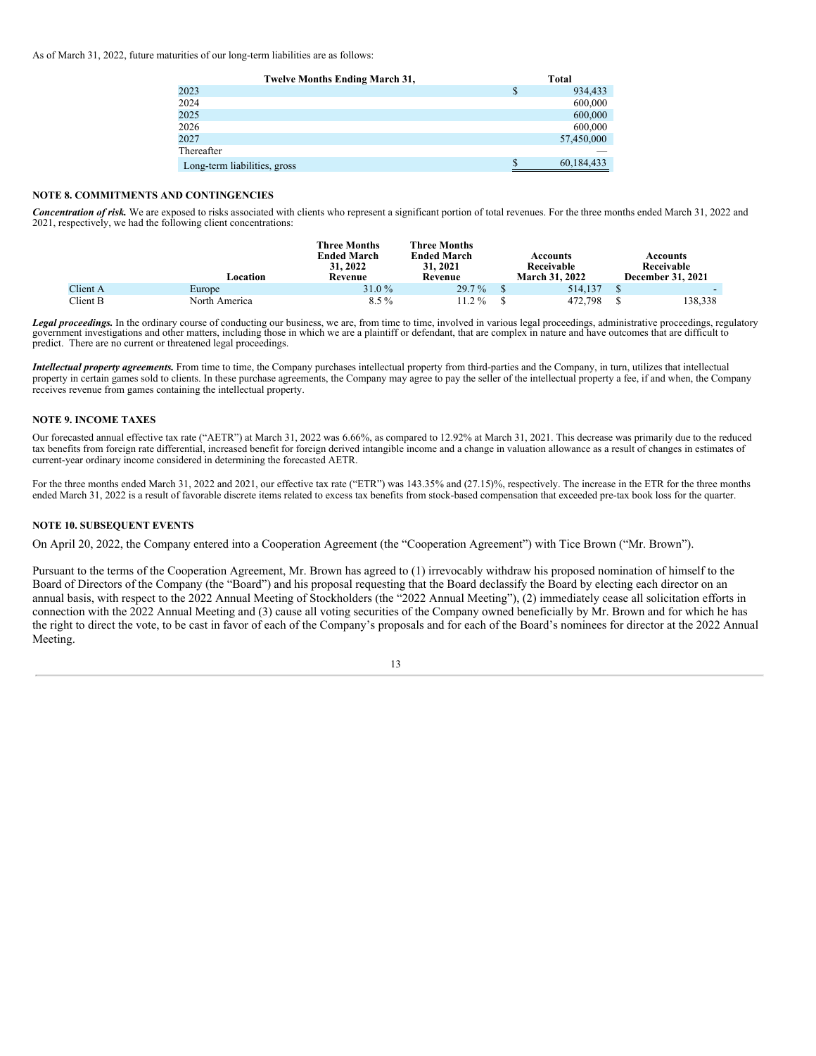As of March 31, 2022, future maturities of our long-term liabilities are as follows:

| Twelve Months Ending March 31, | Total |
|---|---|
| 2023 | $ 934,433 |
| 2024 | 600,000 |
| 2025 | 600,000 |
| 2026 | 600,000 |
| 2027 | 57,450,000 |
| Thereafter | — |
| Long-term liabilities, gross | $ 60,184,433 |

**NOTE 8. COMMITMENTS AND CONTINGENCIES**

***Concentration of risk.*** We are exposed to risks associated with clients who represent a significant portion of total revenues. For the three months ended March 31, 2022 and 2021, respectively, we had the following client concentrations:

| | Location | Three Months Ended March 31, 2022 Revenue | Three Months Ended March 31, 2021 Revenue | Accounts Receivable March 31, 2022 | Accounts Receivable December 31, 2021 |
|---|---|---|---|---|---|
| Client A | Europe | 31.0 % | 29.7 % | $ 514,137 | $ - |
| Client B | North America | 8.5 % | 11.2 % | $ 472,798 | $ 138,338 |

***Legal proceedings.*** In the ordinary course of conducting our business, we are, from time to time, involved in various legal proceedings, administrative proceedings, regulatory government investigations and other matters, including those in which we are a plaintiff or defendant, that are complex in nature and have outcomes that are difficult to predict. There are no current or threatened legal proceedings.

***Intellectual property agreements.*** From time to time, the Company purchases intellectual property from third-parties and the Company, in turn, utilizes that intellectual property in certain games sold to clients. In these purchase agreements, the Company may agree to pay the seller of the intellectual property a fee, if and when, the Company receives revenue from games containing the intellectual property.

**NOTE 9. INCOME TAXES**

Our forecasted annual effective tax rate ("AETR") at March 31, 2022 was 6.66%, as compared to 12.92% at March 31, 2021. This decrease was primarily due to the reduced tax benefits from foreign rate differential, increased benefit for foreign derived intangible income and a change in valuation allowance as a result of changes in estimates of current-year ordinary income considered in determining the forecasted AETR.

For the three months ended March 31, 2022 and 2021, our effective tax rate ("ETR") was 143.35% and (27.15)%, respectively. The increase in the ETR for the three months ended March 31, 2022 is a result of favorable discrete items related to excess tax benefits from stock-based compensation that exceeded pre-tax book loss for the quarter.

**NOTE 10. SUBSEQUENT EVENTS**

On April 20, 2022, the Company entered into a Cooperation Agreement (the "Cooperation Agreement") with Tice Brown ("Mr. Brown").

Pursuant to the terms of the Cooperation Agreement, Mr. Brown has agreed to (1) irrevocably withdraw his proposed nomination of himself to the Board of Directors of the Company (the "Board") and his proposal requesting that the Board declassify the Board by electing each director on an annual basis, with respect to the 2022 Annual Meeting of Stockholders (the "2022 Annual Meeting"), (2) immediately cease all solicitation efforts in connection with the 2022 Annual Meeting and (3) cause all voting securities of the Company owned beneficially by Mr. Brown and for which he has the right to direct the vote, to be cast in favor of each of the Company's proposals and for each of the Board's nominees for director at the 2022 Annual Meeting.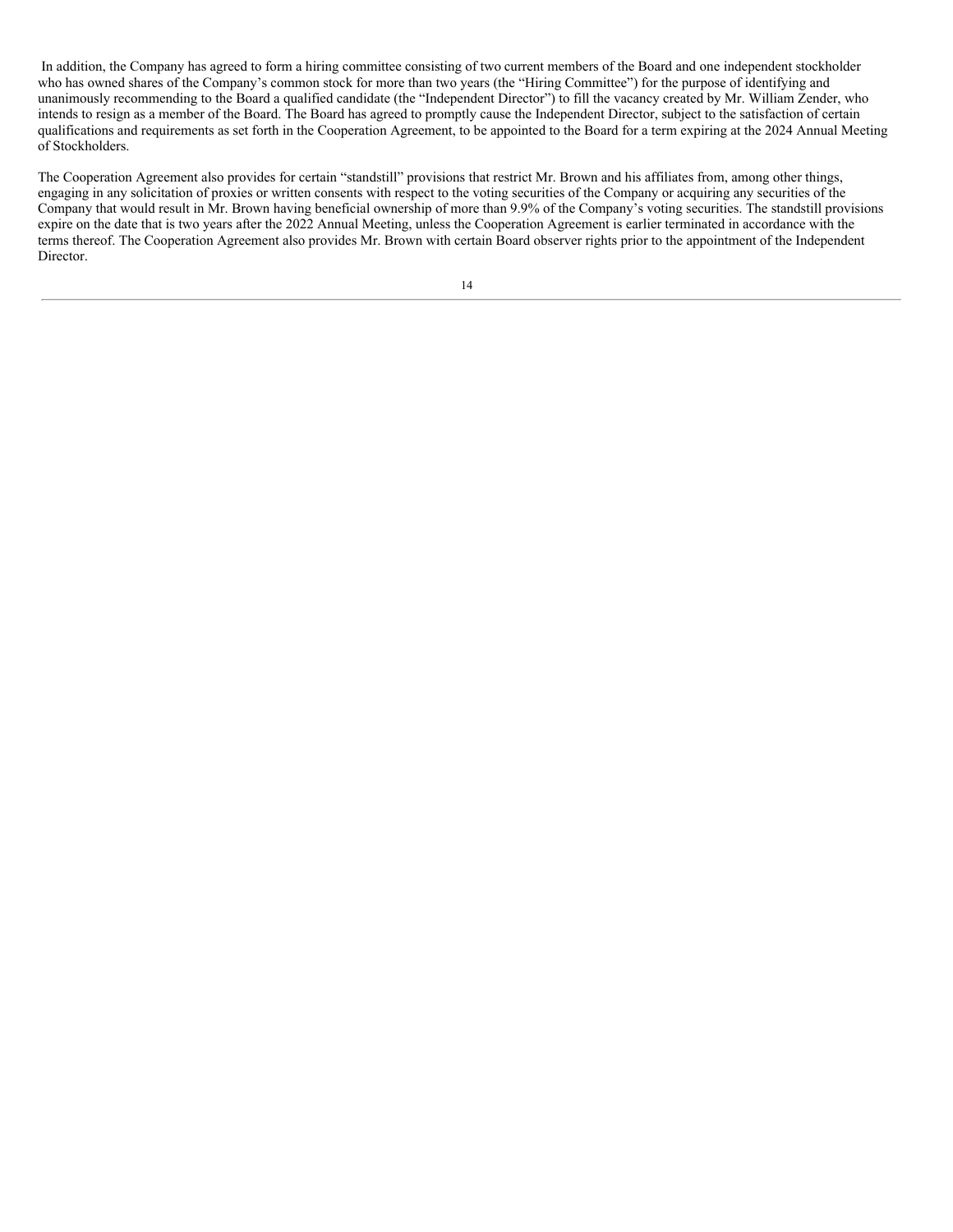In addition, the Company has agreed to form a hiring committee consisting of two current members of the Board and one independent stockholder who has owned shares of the Company's common stock for more than two years (the "Hiring Committee") for the purpose of identifying and unanimously recommending to the Board a qualified candidate (the "Independent Director") to fill the vacancy created by Mr. William Zender, who intends to resign as a member of the Board. The Board has agreed to promptly cause the Independent Director, subject to the satisfaction of certain qualifications and requirements as set forth in the Cooperation Agreement, to be appointed to the Board for a term expiring at the 2024 Annual Meeting of Stockholders.

The Cooperation Agreement also provides for certain "standstill" provisions that restrict Mr. Brown and his affiliates from, among other things, engaging in any solicitation of proxies or written consents with respect to the voting securities of the Company or acquiring any securities of the Company that would result in Mr. Brown having beneficial ownership of more than 9.9% of the Company's voting securities. The standstill provisions expire on the date that is two years after the 2022 Annual Meeting, unless the Cooperation Agreement is earlier terminated in accordance with the terms thereof. The Cooperation Agreement also provides Mr. Brown with certain Board observer rights prior to the appointment of the Independent Director.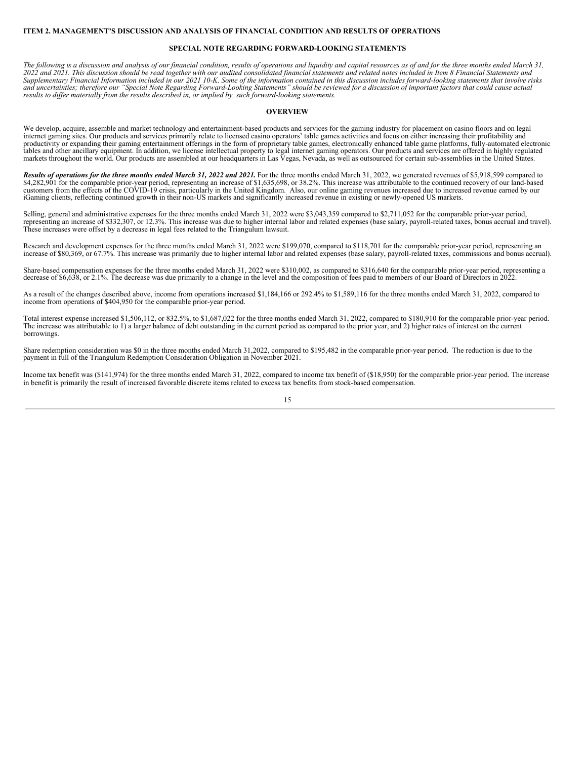## ITEM 2. MANAGEMENT'S DISCUSSION AND ANALYSIS OF FINANCIAL CONDITION AND RESULTS OF OPERATIONS

### SPECIAL NOTE REGARDING FORWARD-LOOKING STATEMENTS

*The following is a discussion and analysis of our financial condition, results of operations and liquidity and capital resources as of and for the three months ended March 31, 2022 and 2021. This discussion should be read together with our audited consolidated financial statements and related notes included in Item 8 Financial Statements and Supplementary Financial Information included in our 2021 10-K. Some of the information contained in this discussion includes forward-looking statements that involve risks and uncertainties; therefore our "Special Note Regarding Forward-Looking Statements" should be reviewed for a discussion of important factors that could cause actual results to differ materially from the results described in, or implied by, such forward-looking statements.*

### OVERVIEW

We develop, acquire, assemble and market technology and entertainment-based products and services for the gaming industry for placement on casino floors and on legal internet gaming sites. Our products and services primarily relate to licensed casino operators' table games activities and focus on either increasing their profitability and productivity or expanding their gaming entertainment offerings in the form of proprietary table games, electronically enhanced table game platforms, fully-automated electronic tables and other ancillary equipment. In addition, we license intellectual property to legal internet gaming operators. Our products and services are offered in highly regulated markets throughout the world. Our products are assembled at our headquarters in Las Vegas, Nevada, as well as outsourced for certain sub-assemblies in the United States.

***Results of operations for the three months ended March 31, 2022 and 2021.*** For the three months ended March 31, 2022, we generated revenues of $5,918,599 compared to $4,282,901 for the comparable prior-year period, representing an increase of $1,635,698, or 38.2%. This increase was attributable to the continued recovery of our land-based customers from the effects of the COVID-19 crisis, particularly in the United Kingdom. Also, our online gaming revenues increased due to increased revenue earned by our iGaming clients, reflecting continued growth in their non-US markets and significantly increased revenue in existing or newly-opened US markets.

Selling, general and administrative expenses for the three months ended March 31, 2022 were $3,043,359 compared to $2,711,052 for the comparable prior-year period, representing an increase of $332,307, or 12.3%. This increase was due to higher internal labor and related expenses (base salary, payroll-related taxes, bonus accrual and travel). These increases were offset by a decrease in legal fees related to the Triangulum lawsuit.

Research and development expenses for the three months ended March 31, 2022 were $199,070, compared to $118,701 for the comparable prior-year period, representing an increase of $80,369, or 67.7%. This increase was primarily due to higher internal labor and related expenses (base salary, payroll-related taxes, commissions and bonus accrual).

Share-based compensation expenses for the three months ended March 31, 2022 were $310,002, as compared to $316,640 for the comparable prior-year period, representing a decrease of $6,638, or 2.1%. The decrease was due primarily to a change in the level and the composition of fees paid to members of our Board of Directors in 2022.

As a result of the changes described above, income from operations increased $1,184,166 or 292.4% to $1,589,116 for the three months ended March 31, 2022, compared to income from operations of $404,950 for the comparable prior-year period.

Total interest expense increased $1,506,112, or 832.5%, to $1,687,022 for the three months ended March 31, 2022, compared to $180,910 for the comparable prior-year period. The increase was attributable to 1) a larger balance of debt outstanding in the current period as compared to the prior year, and 2) higher rates of interest on the current borrowings.

Share redemption consideration was $0 in the three months ended March 31,2022, compared to $195,482 in the comparable prior-year period. The reduction is due to the payment in full of the Triangulum Redemption Consideration Obligation in November 2021.

Income tax benefit was ($141,974) for the three months ended March 31, 2022, compared to income tax benefit of ($18,950) for the comparable prior-year period. The increase in benefit is primarily the result of increased favorable discrete items related to excess tax benefits from stock-based compensation.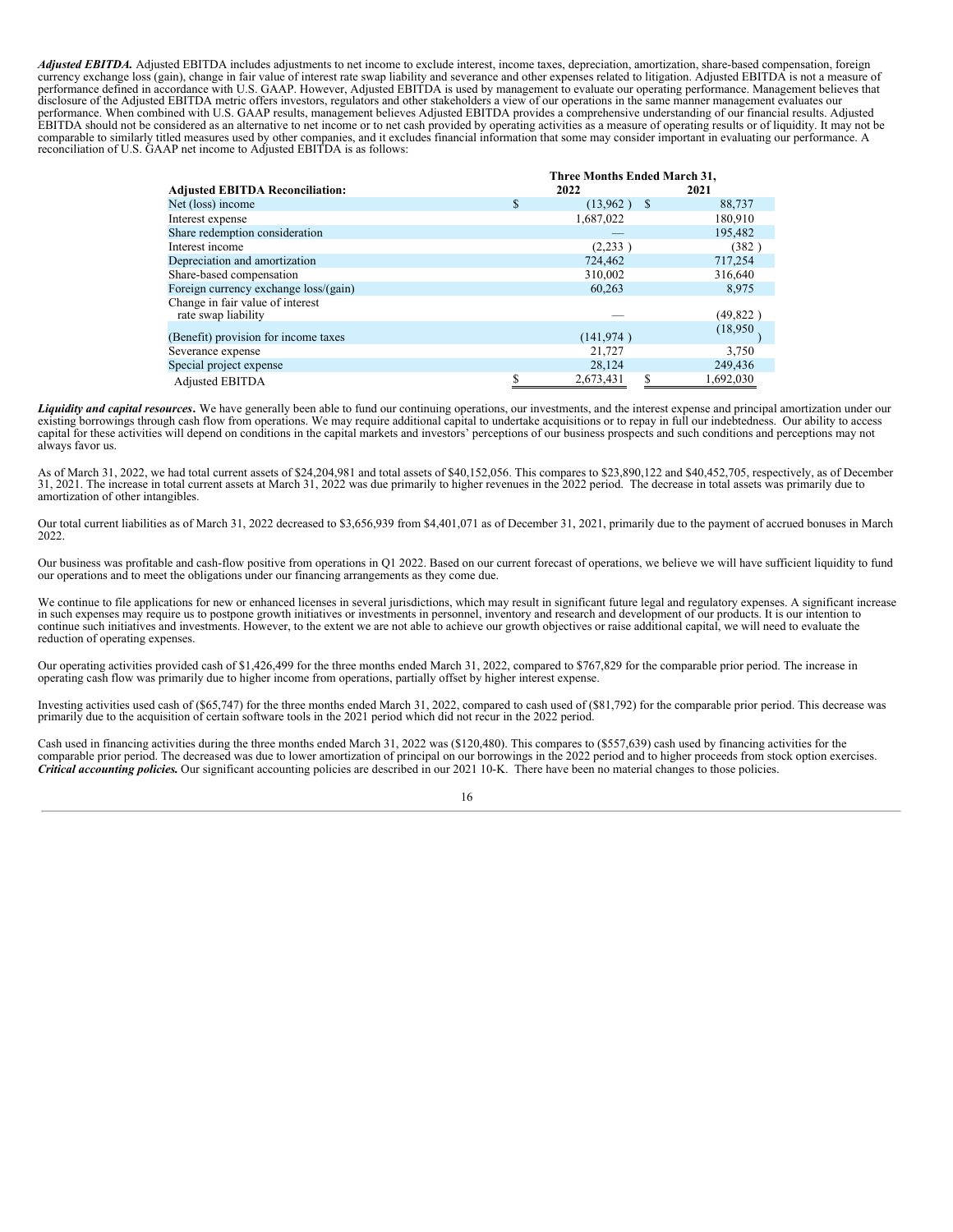***Adjusted EBITDA.*** Adjusted EBITDA includes adjustments to net income to exclude interest, income taxes, depreciation, amortization, share-based compensation, foreign currency exchange loss (gain), change in fair value of interest rate swap liability and severance and other expenses related to litigation. Adjusted EBITDA is not a measure of performance defined in accordance with U.S. GAAP. However, Adjusted EBITDA is used by management to evaluate our operating performance. Management believes that disclosure of the Adjusted EBITDA metric offers investors, regulators and other stakeholders a view of our operations in the same manner management evaluates our performance. When combined with U.S. GAAP results, management believes Adjusted EBITDA provides a comprehensive understanding of our financial results. Adjusted EBITDA should not be considered as an alternative to net income or to net cash provided by operating activities as a measure of operating results or of liquidity. It may not be comparable to similarly titled measures used by other companies, and it excludes financial information that some may consider important in evaluating our performance. A reconciliation of U.S. GAAP net income to Adjusted EBITDA is as follows:

| **Adjusted EBITDA Reconciliation:** | **Three Months Ended March 31, 2022** | **2021** |
|---|---|---|
| Net (loss) income | $ (13,962) | $ 88,737 |
| Interest expense | 1,687,022 | 180,910 |
| Share redemption consideration | — | 195,482 |
| Interest income | (2,233) | (382) |
| Depreciation and amortization | 724,462 | 717,254 |
| Share-based compensation | 310,002 | 316,640 |
| Foreign currency exchange loss/(gain) | 60,263 | 8,975 |
| Change in fair value of interest rate swap liability | — | (49,822) |
| (Benefit) provision for income taxes | (141,974) | (18,950) |
| Severance expense | 21,727 | 3,750 |
| Special project expense | 28,124 | 249,436 |
| Adjusted EBITDA | $ 2,673,431 | $ 1,692,030 |

***Liquidity and capital resources*****.** We have generally been able to fund our continuing operations, our investments, and the interest expense and principal amortization under our existing borrowings through cash flow from operations. We may require additional capital to undertake acquisitions or to repay in full our indebtedness. Our ability to access capital for these activities will depend on conditions in the capital markets and investors' perceptions of our business prospects and such conditions and perceptions may not always favor us.

As of March 31, 2022, we had total current assets of $24,204,981 and total assets of $40,152,056. This compares to $23,890,122 and $40,452,705, respectively, as of December 31, 2021. The increase in total current assets at March 31, 2022 was due primarily to higher revenues in the 2022 period. The decrease in total assets was primarily due to amortization of other intangibles.

Our total current liabilities as of March 31, 2022 decreased to $3,656,939 from $4,401,071 as of December 31, 2021, primarily due to the payment of accrued bonuses in March 2022.

Our business was profitable and cash-flow positive from operations in Q1 2022. Based on our current forecast of operations, we believe we will have sufficient liquidity to fund our operations and to meet the obligations under our financing arrangements as they come due.

We continue to file applications for new or enhanced licenses in several jurisdictions, which may result in significant future legal and regulatory expenses. A significant increase in such expenses may require us to postpone growth initiatives or investments in personnel, inventory and research and development of our products. It is our intention to continue such initiatives and investments. However, to the extent we are not able to achieve our growth objectives or raise additional capital, we will need to evaluate the reduction of operating expenses.

Our operating activities provided cash of $1,426,499 for the three months ended March 31, 2022, compared to $767,829 for the comparable prior period. The increase in operating cash flow was primarily due to higher income from operations, partially offset by higher interest expense.

Investing activities used cash of ($65,747) for the three months ended March 31, 2022, compared to cash used of ($81,792) for the comparable prior period. This decrease was primarily due to the acquisition of certain software tools in the 2021 period which did not recur in the 2022 period.

Cash used in financing activities during the three months ended March 31, 2022 was ($120,480). This compares to ($557,639) cash used by financing activities for the comparable prior period. The decreased was due to lower amortization of principal on our borrowings in the 2022 period and to higher proceeds from stock option exercises.

***Critical accounting policies.*** Our significant accounting policies are described in our 2021 10-K. There have been no material changes to those policies.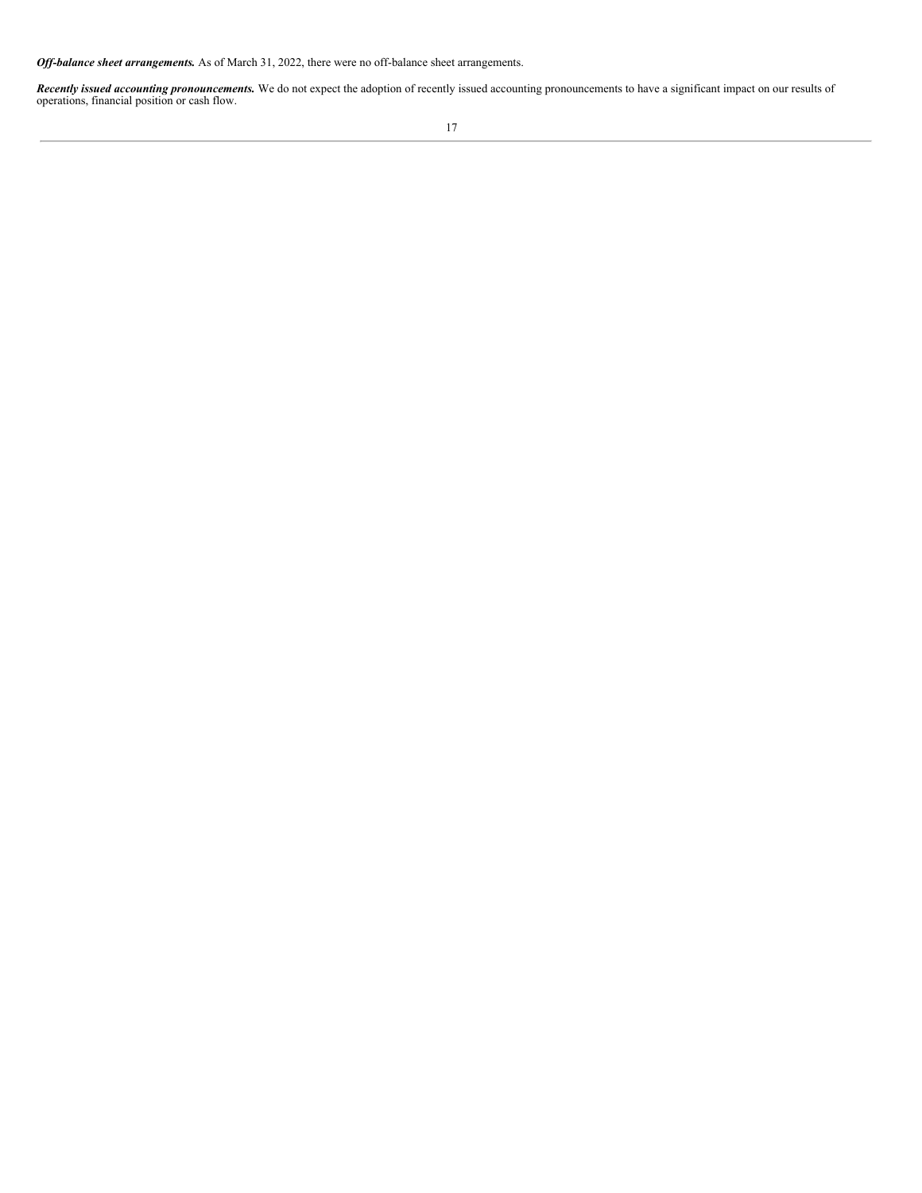***Off-balance sheet arrangements.*** As of March 31, 2022, there were no off-balance sheet arrangements.

***Recently issued accounting pronouncements.*** We do not expect the adoption of recently issued accounting pronouncements to have a significant impact on our results of operations, financial position or cash flow.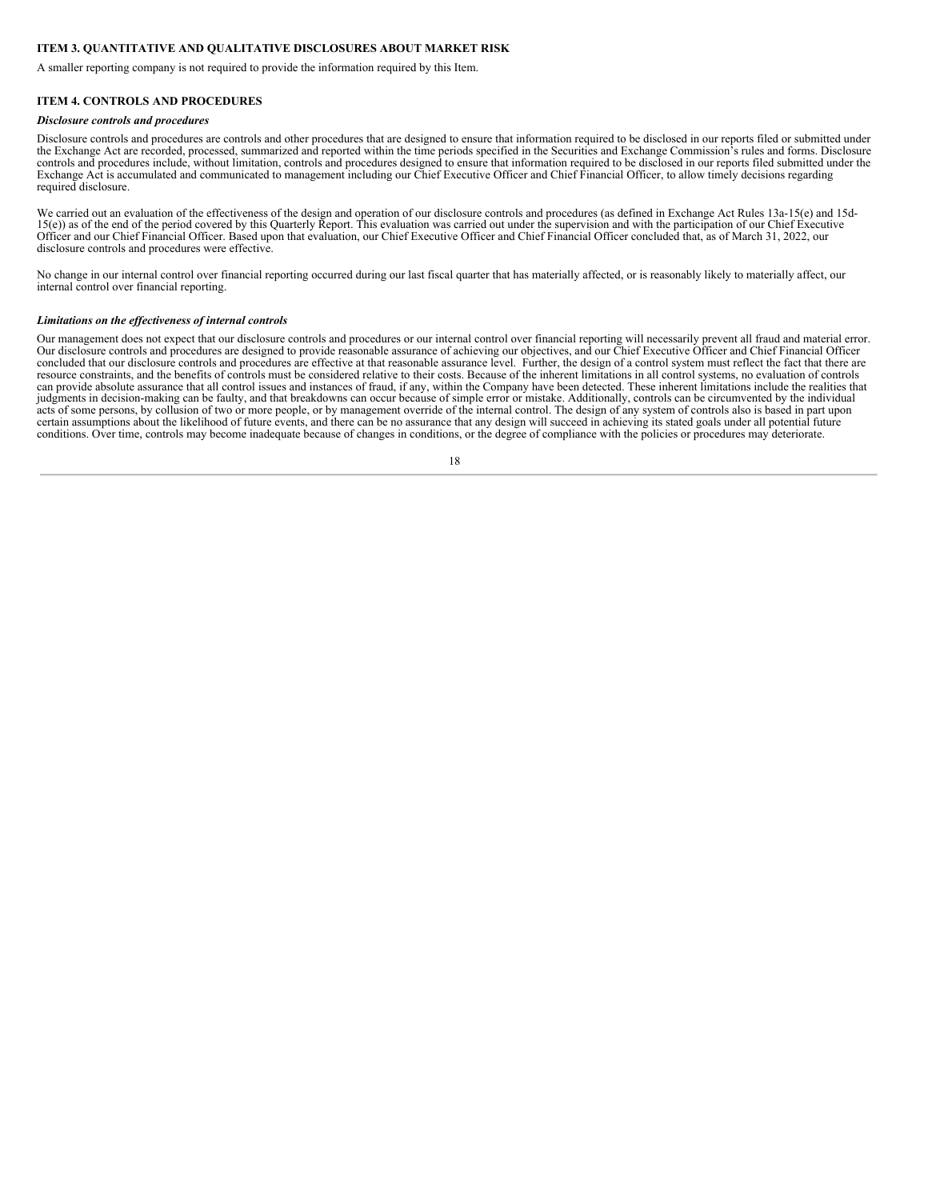## ITEM 3. QUANTITATIVE AND QUALITATIVE DISCLOSURES ABOUT MARKET RISK

A smaller reporting company is not required to provide the information required by this Item.

## ITEM 4. CONTROLS AND PROCEDURES

***Disclosure controls and procedures***

Disclosure controls and procedures are controls and other procedures that are designed to ensure that information required to be disclosed in our reports filed or submitted under the Exchange Act are recorded, processed, summarized and reported within the time periods specified in the Securities and Exchange Commission's rules and forms. Disclosure controls and procedures include, without limitation, controls and procedures designed to ensure that information required to be disclosed in our reports filed submitted under the Exchange Act is accumulated and communicated to management including our Chief Executive Officer and Chief Financial Officer, to allow timely decisions regarding required disclosure.

We carried out an evaluation of the effectiveness of the design and operation of our disclosure controls and procedures (as defined in Exchange Act Rules 13a-15(e) and 15d-15(e)) as of the end of the period covered by this Quarterly Report. This evaluation was carried out under the supervision and with the participation of our Chief Executive Officer and our Chief Financial Officer. Based upon that evaluation, our Chief Executive Officer and Chief Financial Officer concluded that, as of March 31, 2022, our disclosure controls and procedures were effective.

No change in our internal control over financial reporting occurred during our last fiscal quarter that has materially affected, or is reasonably likely to materially affect, our internal control over financial reporting.

***Limitations on the effectiveness of internal controls***

Our management does not expect that our disclosure controls and procedures or our internal control over financial reporting will necessarily prevent all fraud and material error. Our disclosure controls and procedures are designed to provide reasonable assurance of achieving our objectives, and our Chief Executive Officer and Chief Financial Officer concluded that our disclosure controls and procedures are effective at that reasonable assurance level. Further, the design of a control system must reflect the fact that there are resource constraints, and the benefits of controls must be considered relative to their costs. Because of the inherent limitations in all control systems, no evaluation of controls can provide absolute assurance that all control issues and instances of fraud, if any, within the Company have been detected. These inherent limitations include the realities that judgments in decision-making can be faulty, and that breakdowns can occur because of simple error or mistake. Additionally, controls can be circumvented by the individual acts of some persons, by collusion of two or more people, or by management override of the internal control. The design of any system of controls also is based in part upon certain assumptions about the likelihood of future events, and there can be no assurance that any design will succeed in achieving its stated goals under all potential future conditions. Over time, controls may become inadequate because of changes in conditions, or the degree of compliance with the policies or procedures may deteriorate.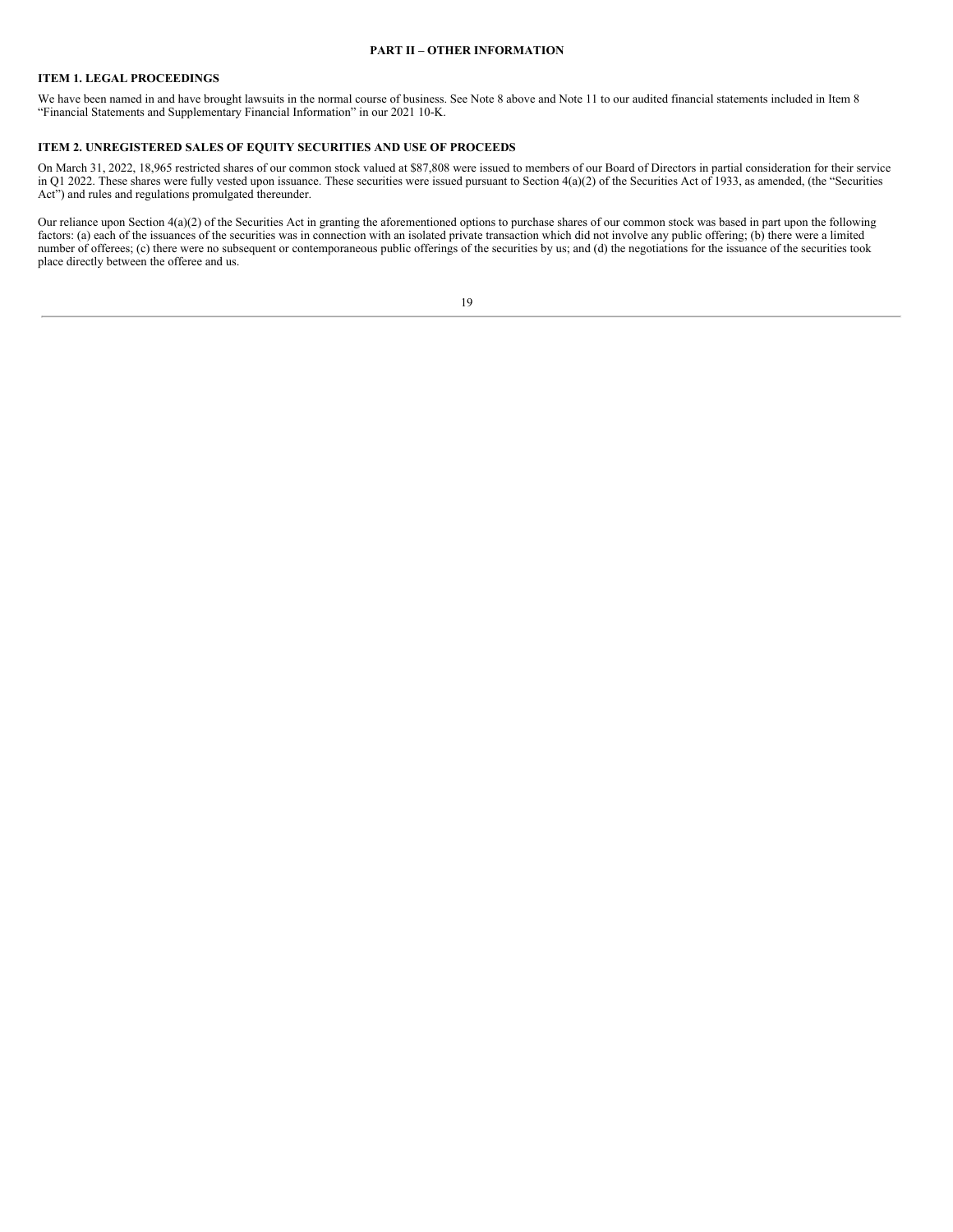## PART II – OTHER INFORMATION

### ITEM 1. LEGAL PROCEEDINGS

We have been named in and have brought lawsuits in the normal course of business. See Note 8 above and Note 11 to our audited financial statements included in Item 8 "Financial Statements and Supplementary Financial Information" in our 2021 10-K.

### ITEM 2. UNREGISTERED SALES OF EQUITY SECURITIES AND USE OF PROCEEDS

On March 31, 2022, 18,965 restricted shares of our common stock valued at $87,808 were issued to members of our Board of Directors in partial consideration for their service in Q1 2022. These shares were fully vested upon issuance. These securities were issued pursuant to Section 4(a)(2) of the Securities Act of 1933, as amended, (the "Securities Act") and rules and regulations promulgated thereunder.

Our reliance upon Section 4(a)(2) of the Securities Act in granting the aforementioned options to purchase shares of our common stock was based in part upon the following factors: (a) each of the issuances of the securities was in connection with an isolated private transaction which did not involve any public offering; (b) there were a limited number of offerees; (c) there were no subsequent or contemporaneous public offerings of the securities by us; and (d) the negotiations for the issuance of the securities took place directly between the offeree and us.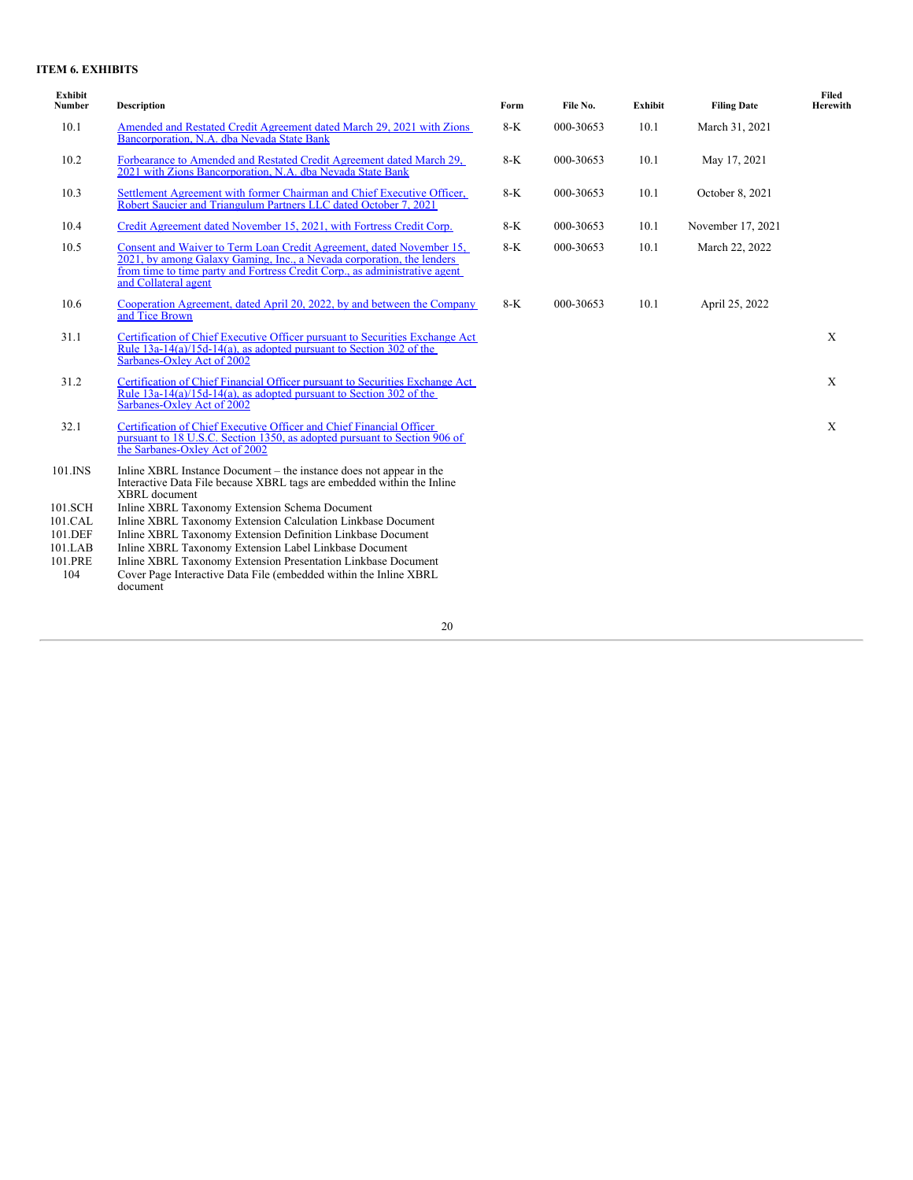**ITEM 6. EXHIBITS**

| Exhibit Number | Description | Form | File No. | Exhibit | Filing Date | Filed Herewith |
|---|---|---|---|---|---|---|
| 10.1 | Amended and Restated Credit Agreement dated March 29, 2021 with Zions Bancorporation, N.A. dba Nevada State Bank | 8-K | 000-30653 | 10.1 | March 31, 2021 | |
| 10.2 | Forbearance to Amended and Restated Credit Agreement dated March 29, 2021 with Zions Bancorporation, N.A. dba Nevada State Bank | 8-K | 000-30653 | 10.1 | May 17, 2021 | |
| 10.3 | Settlement Agreement with former Chairman and Chief Executive Officer, Robert Saucier and Triangulum Partners LLC dated October 7, 2021 | 8-K | 000-30653 | 10.1 | October 8, 2021 | |
| 10.4 | Credit Agreement dated November 15, 2021, with Fortress Credit Corp. | 8-K | 000-30653 | 10.1 | November 17, 2021 | |
| 10.5 | Consent and Waiver to Term Loan Credit Agreement, dated November 15, 2021, by among Galaxy Gaming, Inc., a Nevada corporation, the lenders from time to time party and Fortress Credit Corp., as administrative agent and Collateral agent | 8-K | 000-30653 | 10.1 | March 22, 2022 | |
| 10.6 | Cooperation Agreement, dated April 20, 2022, by and between the Company and Tice Brown | 8-K | 000-30653 | 10.1 | April 25, 2022 | |
| 31.1 | Certification of Chief Executive Officer pursuant to Securities Exchange Act Rule 13a-14(a)/15d-14(a), as adopted pursuant to Section 302 of the Sarbanes-Oxley Act of 2002 | | | | | X |
| 31.2 | Certification of Chief Financial Officer pursuant to Securities Exchange Act Rule 13a-14(a)/15d-14(a), as adopted pursuant to Section 302 of the Sarbanes-Oxley Act of 2002 | | | | | X |
| 32.1 | Certification of Chief Executive Officer and Chief Financial Officer pursuant to 18 U.S.C. Section 1350, as adopted pursuant to Section 906 of the Sarbanes-Oxley Act of 2002 | | | | | X |
| 101.INS | Inline XBRL Instance Document – the instance does not appear in the Interactive Data File because XBRL tags are embedded within the Inline XBRL document | | | | | |
| 101.SCH | Inline XBRL Taxonomy Extension Schema Document | | | | | |
| 101.CAL | Inline XBRL Taxonomy Extension Calculation Linkbase Document | | | | | |
| 101.DEF | Inline XBRL Taxonomy Extension Definition Linkbase Document | | | | | |
| 101.LAB | Inline XBRL Taxonomy Extension Label Linkbase Document | | | | | |
| 101.PRE | Inline XBRL Taxonomy Extension Presentation Linkbase Document | | | | | |
| 104 | Cover Page Interactive Data File (embedded within the Inline XBRL document | | | | | |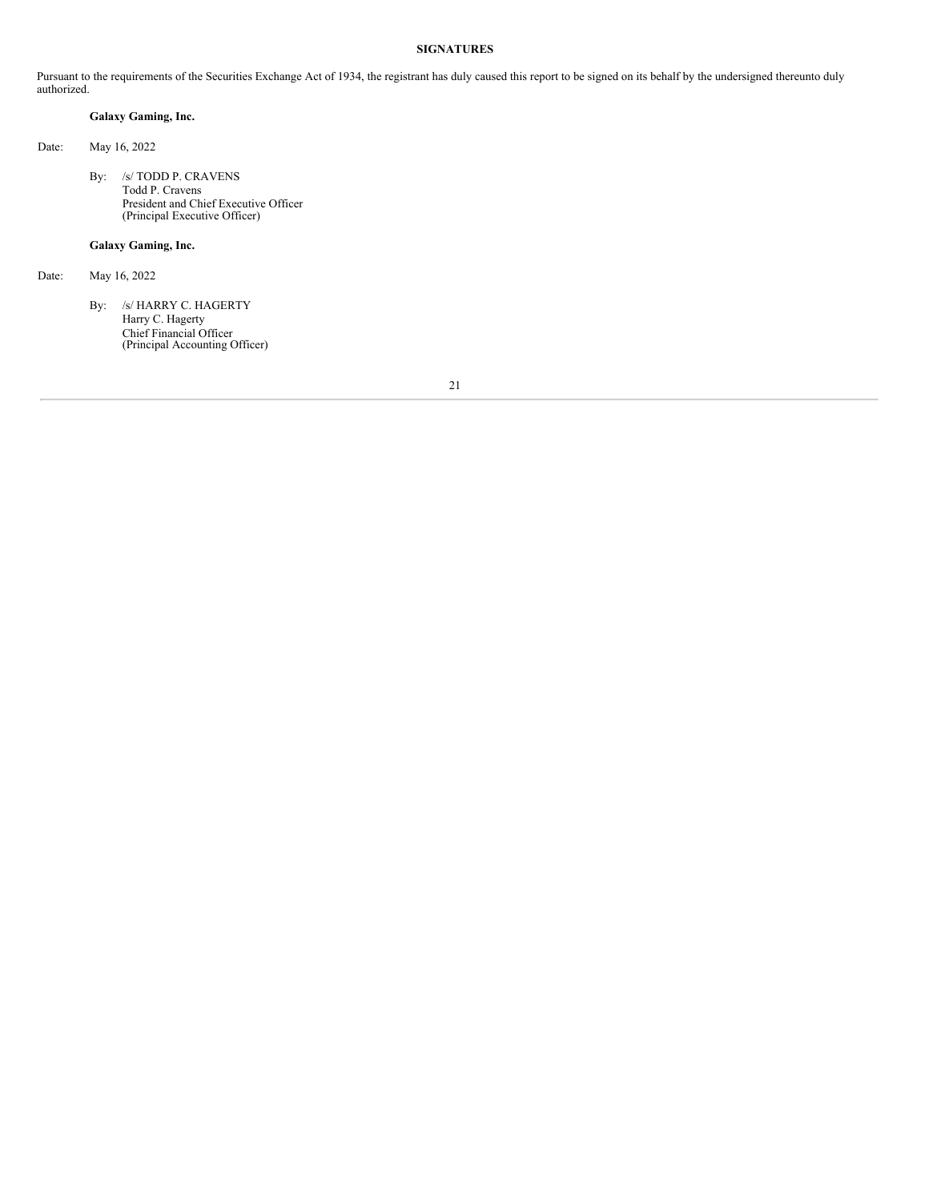**SIGNATURES**

Pursuant to the requirements of the Securities Exchange Act of 1934, the registrant has duly caused this report to be signed on its behalf by the undersigned thereunto duly authorized.

**Galaxy Gaming, Inc.**

Date: May 16, 2022

By: /s/ TODD P. CRAVENS
Todd P. Cravens
President and Chief Executive Officer
(Principal Executive Officer)

**Galaxy Gaming, Inc.**

Date: May 16, 2022

By: /s/ HARRY C. HAGERTY
Harry C. Hagerty
Chief Financial Officer
(Principal Accounting Officer)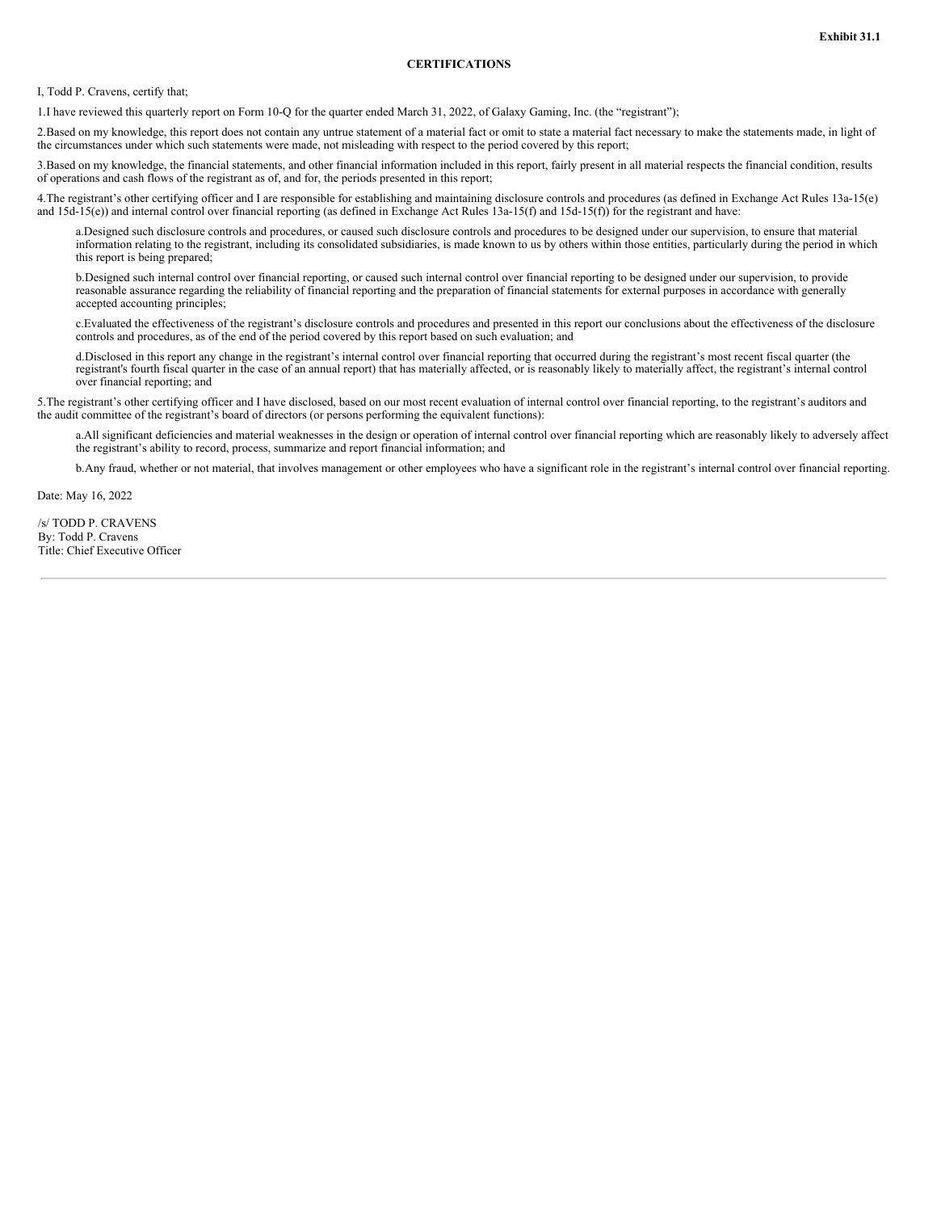**Exhibit 31.1**

**CERTIFICATIONS**

I, Todd P. Cravens, certify that;

1.I have reviewed this quarterly report on Form 10-Q for the quarter ended March 31, 2022, of Galaxy Gaming, Inc. (the "registrant");

2.Based on my knowledge, this report does not contain any untrue statement of a material fact or omit to state a material fact necessary to make the statements made, in light of the circumstances under which such statements were made, not misleading with respect to the period covered by this report;

3.Based on my knowledge, the financial statements, and other financial information included in this report, fairly present in all material respects the financial condition, results of operations and cash flows of the registrant as of, and for, the periods presented in this report;

4.The registrant's other certifying officer and I are responsible for establishing and maintaining disclosure controls and procedures (as defined in Exchange Act Rules 13a-15(e) and 15d-15(e)) and internal control over financial reporting (as defined in Exchange Act Rules 13a-15(f) and 15d-15(f)) for the registrant and have:

a.Designed such disclosure controls and procedures, or caused such disclosure controls and procedures to be designed under our supervision, to ensure that material information relating to the registrant, including its consolidated subsidiaries, is made known to us by others within those entities, particularly during the period in which this report is being prepared;

b.Designed such internal control over financial reporting, or caused such internal control over financial reporting to be designed under our supervision, to provide reasonable assurance regarding the reliability of financial reporting and the preparation of financial statements for external purposes in accordance with generally accepted accounting principles;

c.Evaluated the effectiveness of the registrant's disclosure controls and procedures and presented in this report our conclusions about the effectiveness of the disclosure controls and procedures, as of the end of the period covered by this report based on such evaluation; and

d.Disclosed in this report any change in the registrant's internal control over financial reporting that occurred during the registrant's most recent fiscal quarter (the registrant's fourth fiscal quarter in the case of an annual report) that has materially affected, or is reasonably likely to materially affect, the registrant's internal control over financial reporting; and

5.The registrant's other certifying officer and I have disclosed, based on our most recent evaluation of internal control over financial reporting, to the registrant's auditors and the audit committee of the registrant's board of directors (or persons performing the equivalent functions):

a.All significant deficiencies and material weaknesses in the design or operation of internal control over financial reporting which are reasonably likely to adversely affect the registrant's ability to record, process, summarize and report financial information; and

b.Any fraud, whether or not material, that involves management or other employees who have a significant role in the registrant's internal control over financial reporting.

Date: May 16, 2022

/s/ TODD P. CRAVENS
By: Todd P. Cravens
Title: Chief Executive Officer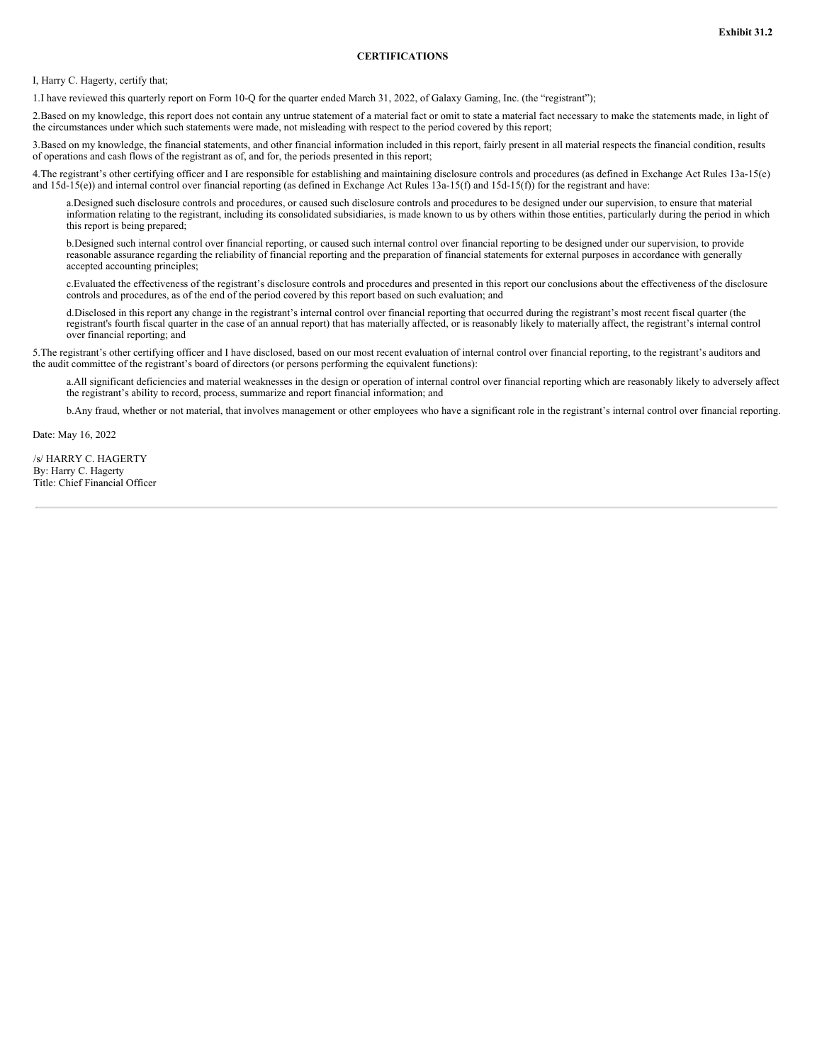**Exhibit 31.2**

**CERTIFICATIONS**

I, Harry C. Hagerty, certify that;

1.I have reviewed this quarterly report on Form 10-Q for the quarter ended March 31, 2022, of Galaxy Gaming, Inc. (the "registrant");

2.Based on my knowledge, this report does not contain any untrue statement of a material fact or omit to state a material fact necessary to make the statements made, in light of the circumstances under which such statements were made, not misleading with respect to the period covered by this report;

3.Based on my knowledge, the financial statements, and other financial information included in this report, fairly present in all material respects the financial condition, results of operations and cash flows of the registrant as of, and for, the periods presented in this report;

4.The registrant's other certifying officer and I are responsible for establishing and maintaining disclosure controls and procedures (as defined in Exchange Act Rules 13a-15(e) and 15d-15(e)) and internal control over financial reporting (as defined in Exchange Act Rules 13a-15(f) and 15d-15(f)) for the registrant and have:

a.Designed such disclosure controls and procedures, or caused such disclosure controls and procedures to be designed under our supervision, to ensure that material information relating to the registrant, including its consolidated subsidiaries, is made known to us by others within those entities, particularly during the period in which this report is being prepared;

b.Designed such internal control over financial reporting, or caused such internal control over financial reporting to be designed under our supervision, to provide reasonable assurance regarding the reliability of financial reporting and the preparation of financial statements for external purposes in accordance with generally accepted accounting principles;

c.Evaluated the effectiveness of the registrant's disclosure controls and procedures and presented in this report our conclusions about the effectiveness of the disclosure controls and procedures, as of the end of the period covered by this report based on such evaluation; and

d.Disclosed in this report any change in the registrant's internal control over financial reporting that occurred during the registrant's most recent fiscal quarter (the registrant's fourth fiscal quarter in the case of an annual report) that has materially affected, or is reasonably likely to materially affect, the registrant's internal control over financial reporting; and

5.The registrant's other certifying officer and I have disclosed, based on our most recent evaluation of internal control over financial reporting, to the registrant's auditors and the audit committee of the registrant's board of directors (or persons performing the equivalent functions):

a.All significant deficiencies and material weaknesses in the design or operation of internal control over financial reporting which are reasonably likely to adversely affect the registrant's ability to record, process, summarize and report financial information; and

b.Any fraud, whether or not material, that involves management or other employees who have a significant role in the registrant's internal control over financial reporting.

Date: May 16, 2022

/s/ HARRY C. HAGERTY
By: Harry C. Hagerty
Title: Chief Financial Officer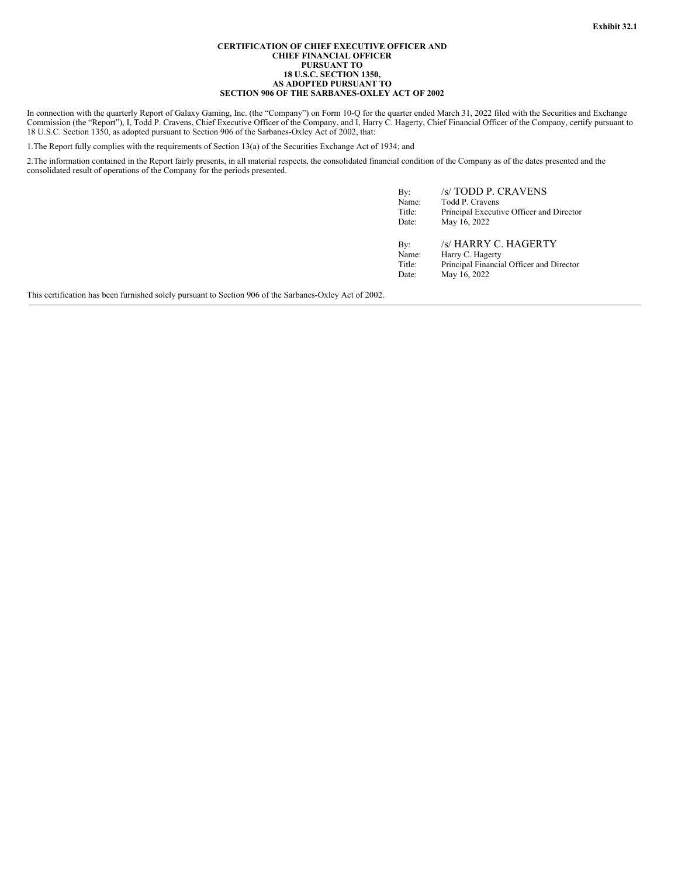**Exhibit 32.1**

**CERTIFICATION OF CHIEF EXECUTIVE OFFICER AND CHIEF FINANCIAL OFFICER PURSUANT TO 18 U.S.C. SECTION 1350, AS ADOPTED PURSUANT TO SECTION 906 OF THE SARBANES-OXLEY ACT OF 2002**

In connection with the quarterly Report of Galaxy Gaming, Inc. (the “Company”) on Form 10-Q for the quarter ended March 31, 2022 filed with the Securities and Exchange Commission (the “Report”), I, Todd P. Cravens, Chief Executive Officer of the Company, and I, Harry C. Hagerty, Chief Financial Officer of the Company, certify pursuant to 18 U.S.C. Section 1350, as adopted pursuant to Section 906 of the Sarbanes-Oxley Act of 2002, that:

1.The Report fully complies with the requirements of Section 13(a) of the Securities Exchange Act of 1934; and

2.The information contained in the Report fairly presents, in all material respects, the consolidated financial condition of the Company as of the dates presented and the consolidated result of operations of the Company for the periods presented.

| | |
|---|---|
| By: | /s/ TODD P. CRAVENS |
| Name: | Todd P. Cravens |
| Title: | Principal Executive Officer and Director |
| Date: | May 16, 2022 |
| By: | /s/ HARRY C. HAGERTY |
| Name: | Harry C. Hagerty |
| Title: | Principal Financial Officer and Director |
| Date: | May 16, 2022 |

This certification has been furnished solely pursuant to Section 906 of the Sarbanes-Oxley Act of 2002.